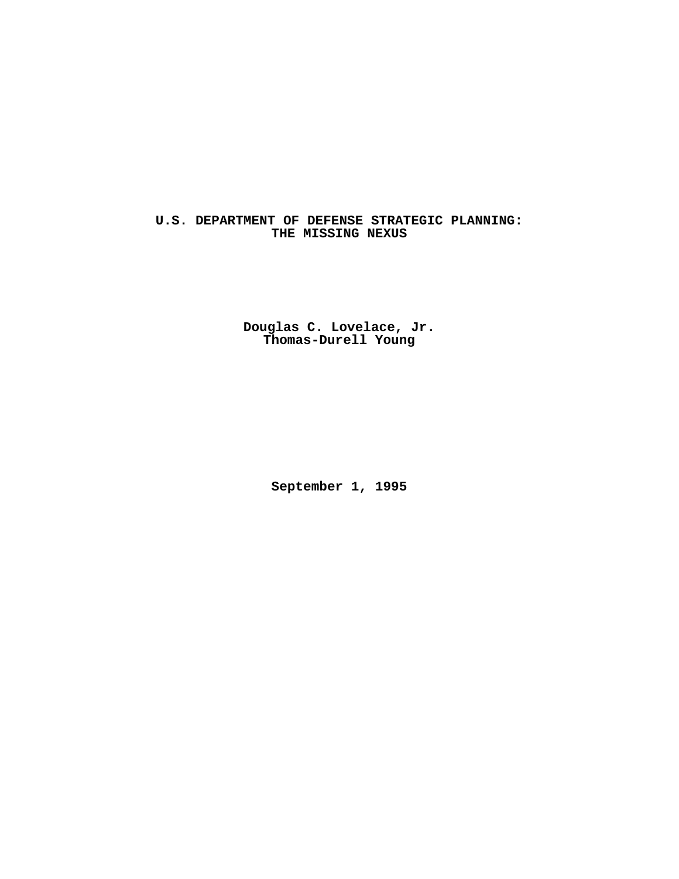# U.S. DEPARTMENT OF DEFENSE STRATEGIC PLANNING: THE MISSING NEXUS

**Douglas C. Lovelace, Jr.**
**Thomas-Durell Young**

**September 1, 1995**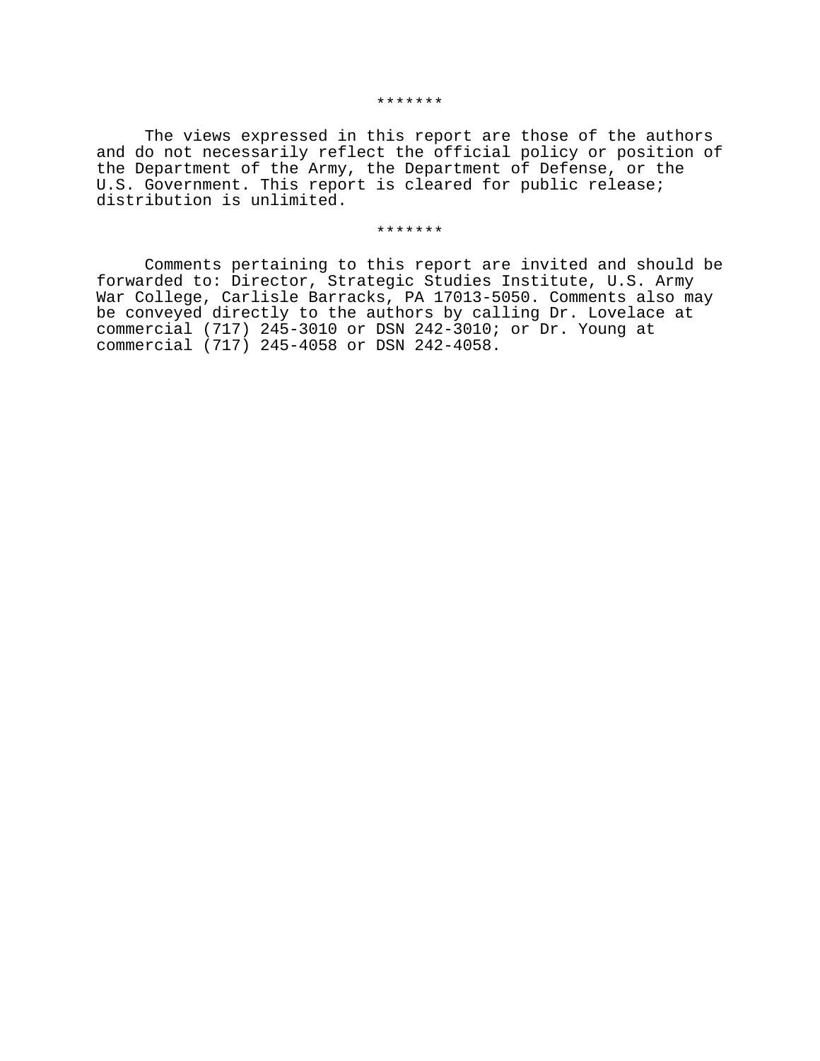*******

The views expressed in this report are those of the authors and do not necessarily reflect the official policy or position of the Department of the Army, the Department of Defense, or the U.S. Government. This report is cleared for public release; distribution is unlimited.

*******

Comments pertaining to this report are invited and should be forwarded to: Director, Strategic Studies Institute, U.S. Army War College, Carlisle Barracks, PA 17013-5050. Comments also may be conveyed directly to the authors by calling Dr. Lovelace at commercial (717) 245-3010 or DSN 242-3010; or Dr. Young at commercial (717) 245-4058 or DSN 242-4058.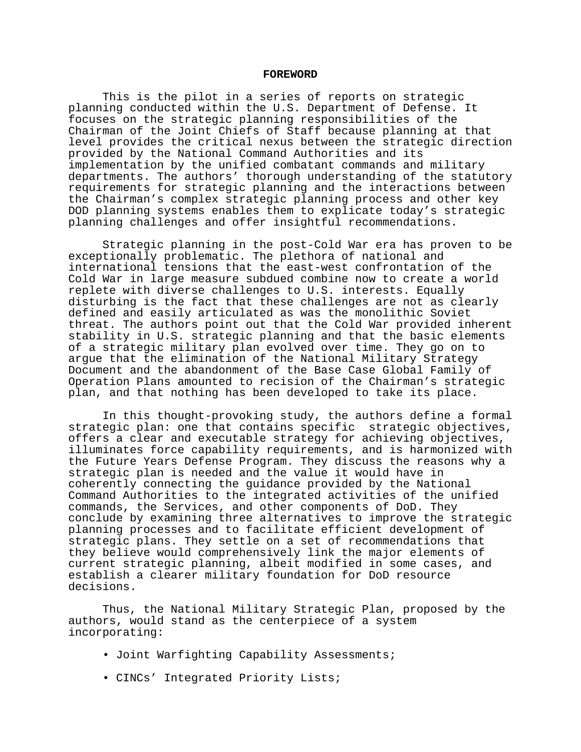## FOREWORD

This is the pilot in a series of reports on strategic planning conducted within the U.S. Department of Defense. It focuses on the strategic planning responsibilities of the Chairman of the Joint Chiefs of Staff because planning at that level provides the critical nexus between the strategic direction provided by the National Command Authorities and its implementation by the unified combatant commands and military departments. The authors' thorough understanding of the statutory requirements for strategic planning and the interactions between the Chairman's complex strategic planning process and other key DOD planning systems enables them to explicate today's strategic planning challenges and offer insightful recommendations.

Strategic planning in the post-Cold War era has proven to be exceptionally problematic. The plethora of national and international tensions that the east-west confrontation of the Cold War in large measure subdued combine now to create a world replete with diverse challenges to U.S. interests. Equally disturbing is the fact that these challenges are not as clearly defined and easily articulated as was the monolithic Soviet threat. The authors point out that the Cold War provided inherent stability in U.S. strategic planning and that the basic elements of a strategic military plan evolved over time. They go on to argue that the elimination of the National Military Strategy Document and the abandonment of the Base Case Global Family of Operation Plans amounted to recision of the Chairman's strategic plan, and that nothing has been developed to take its place.

In this thought-provoking study, the authors define a formal strategic plan: one that contains specific strategic objectives, offers a clear and executable strategy for achieving objectives, illuminates force capability requirements, and is harmonized with the Future Years Defense Program. They discuss the reasons why a strategic plan is needed and the value it would have in coherently connecting the guidance provided by the National Command Authorities to the integrated activities of the unified commands, the Services, and other components of DoD. They conclude by examining three alternatives to improve the strategic planning processes and to facilitate efficient development of strategic plans. They settle on a set of recommendations that they believe would comprehensively link the major elements of current strategic planning, albeit modified in some cases, and establish a clearer military foundation for DoD resource decisions.

Thus, the National Military Strategic Plan, proposed by the authors, would stand as the centerpiece of a system incorporating:

- Joint Warfighting Capability Assessments;
- CINCs' Integrated Priority Lists;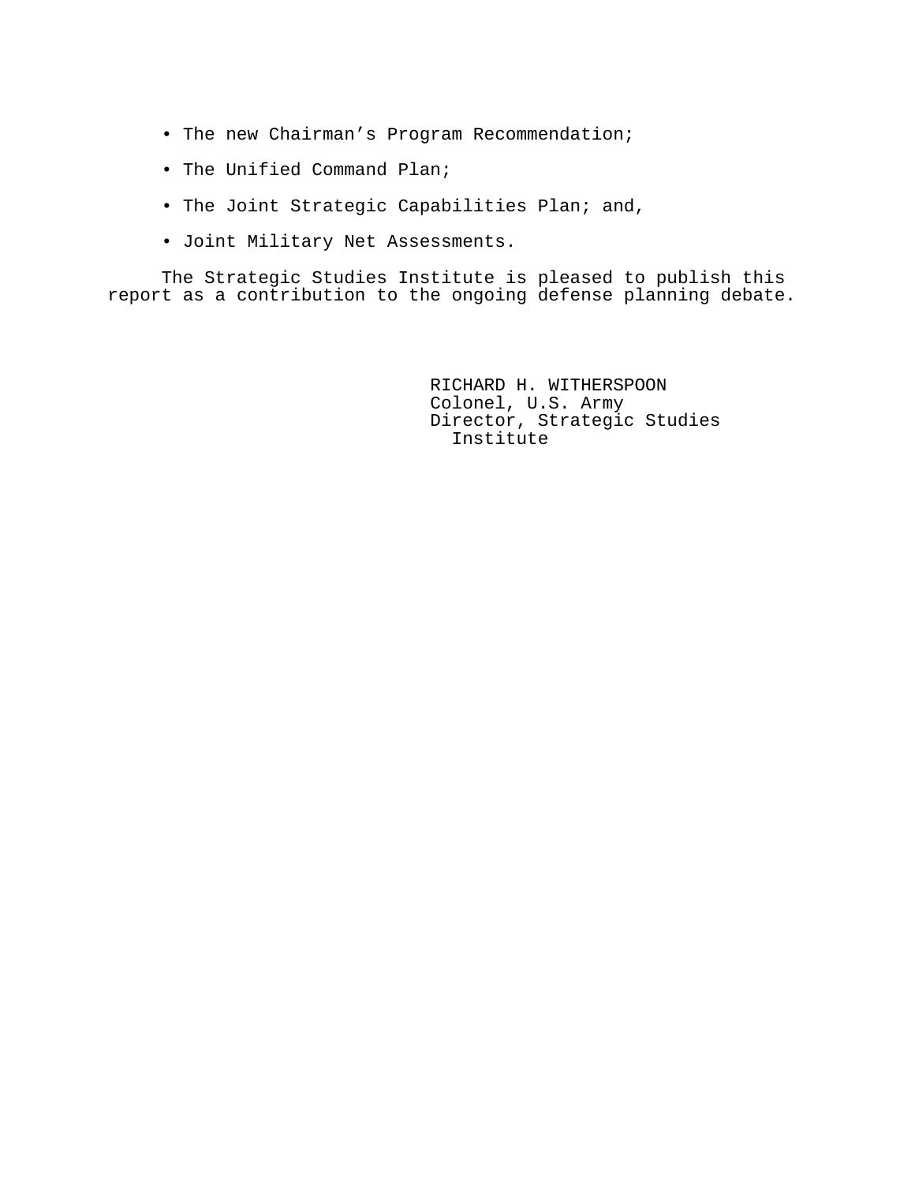- The new Chairman’s Program Recommendation;
- The Unified Command Plan;
- The Joint Strategic Capabilities Plan; and,
- Joint Military Net Assessments.

The Strategic Studies Institute is pleased to publish this report as a contribution to the ongoing defense planning debate.

RICHARD H. WITHERSPOON
Colonel, U.S. Army
Director, Strategic Studies Institute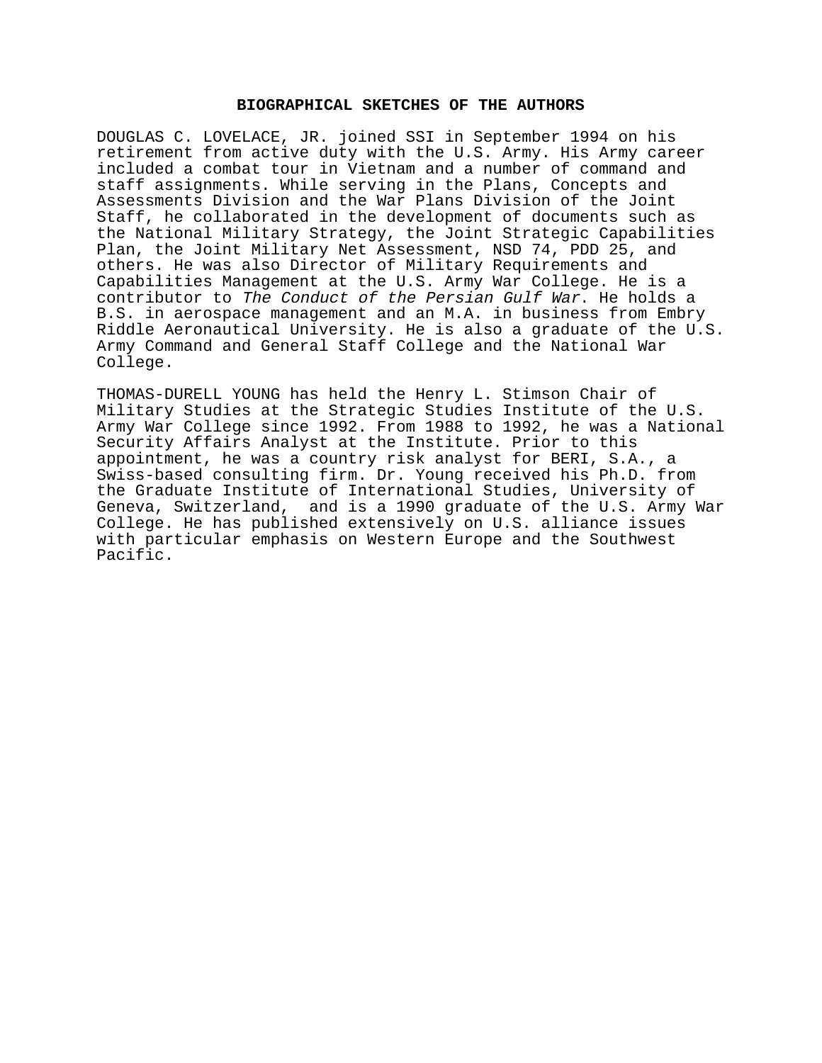## BIOGRAPHICAL SKETCHES OF THE AUTHORS

DOUGLAS C. LOVELACE, JR. joined SSI in September 1994 on his retirement from active duty with the U.S. Army. His Army career included a combat tour in Vietnam and a number of command and staff assignments. While serving in the Plans, Concepts and Assessments Division and the War Plans Division of the Joint Staff, he collaborated in the development of documents such as the National Military Strategy, the Joint Strategic Capabilities Plan, the Joint Military Net Assessment, NSD 74, PDD 25, and others. He was also Director of Military Requirements and Capabilities Management at the U.S. Army War College. He is a contributor to *The Conduct of the Persian Gulf War*. He holds a B.S. in aerospace management and an M.A. in business from Embry Riddle Aeronautical University. He is also a graduate of the U.S. Army Command and General Staff College and the National War College.

THOMAS-DURELL YOUNG has held the Henry L. Stimson Chair of Military Studies at the Strategic Studies Institute of the U.S. Army War College since 1992. From 1988 to 1992, he was a National Security Affairs Analyst at the Institute. Prior to this appointment, he was a country risk analyst for BERI, S.A., a Swiss-based consulting firm. Dr. Young received his Ph.D. from the Graduate Institute of International Studies, University of Geneva, Switzerland, and is a 1990 graduate of the U.S. Army War College. He has published extensively on U.S. alliance issues with particular emphasis on Western Europe and the Southwest Pacific.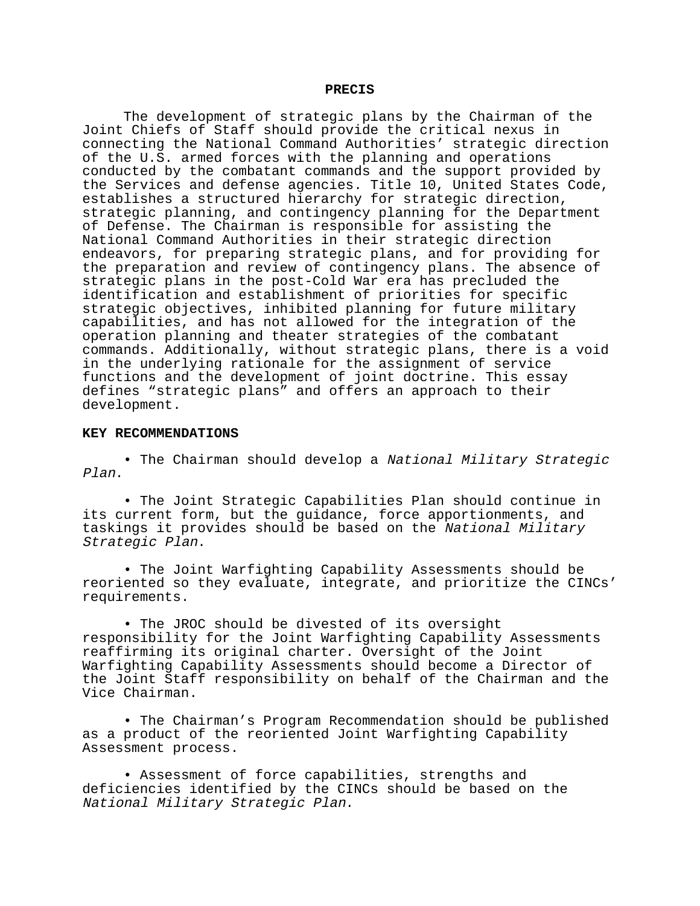## PRECIS

The development of strategic plans by the Chairman of the Joint Chiefs of Staff should provide the critical nexus in connecting the National Command Authorities' strategic direction of the U.S. armed forces with the planning and operations conducted by the combatant commands and the support provided by the Services and defense agencies. Title 10, United States Code, establishes a structured hierarchy for strategic direction, strategic planning, and contingency planning for the Department of Defense. The Chairman is responsible for assisting the National Command Authorities in their strategic direction endeavors, for preparing strategic plans, and for providing for the preparation and review of contingency plans. The absence of strategic plans in the post-Cold War era has precluded the identification and establishment of priorities for specific strategic objectives, inhibited planning for future military capabilities, and has not allowed for the integration of the operation planning and theater strategies of the combatant commands. Additionally, without strategic plans, there is a void in the underlying rationale for the assignment of service functions and the development of joint doctrine. This essay defines "strategic plans" and offers an approach to their development.

**KEY RECOMMENDATIONS**

- The Chairman should develop a *National Military Strategic Plan*.

- The Joint Strategic Capabilities Plan should continue in its current form, but the guidance, force apportionments, and taskings it provides should be based on the *National Military Strategic Plan*.

- The Joint Warfighting Capability Assessments should be reoriented so they evaluate, integrate, and prioritize the CINCs' requirements.

- The JROC should be divested of its oversight responsibility for the Joint Warfighting Capability Assessments reaffirming its original charter. Oversight of the Joint Warfighting Capability Assessments should become a Director of the Joint Staff responsibility on behalf of the Chairman and the Vice Chairman.

- The Chairman's Program Recommendation should be published as a product of the reoriented Joint Warfighting Capability Assessment process.

- Assessment of force capabilities, strengths and deficiencies identified by the CINCs should be based on the *National Military Strategic Plan*.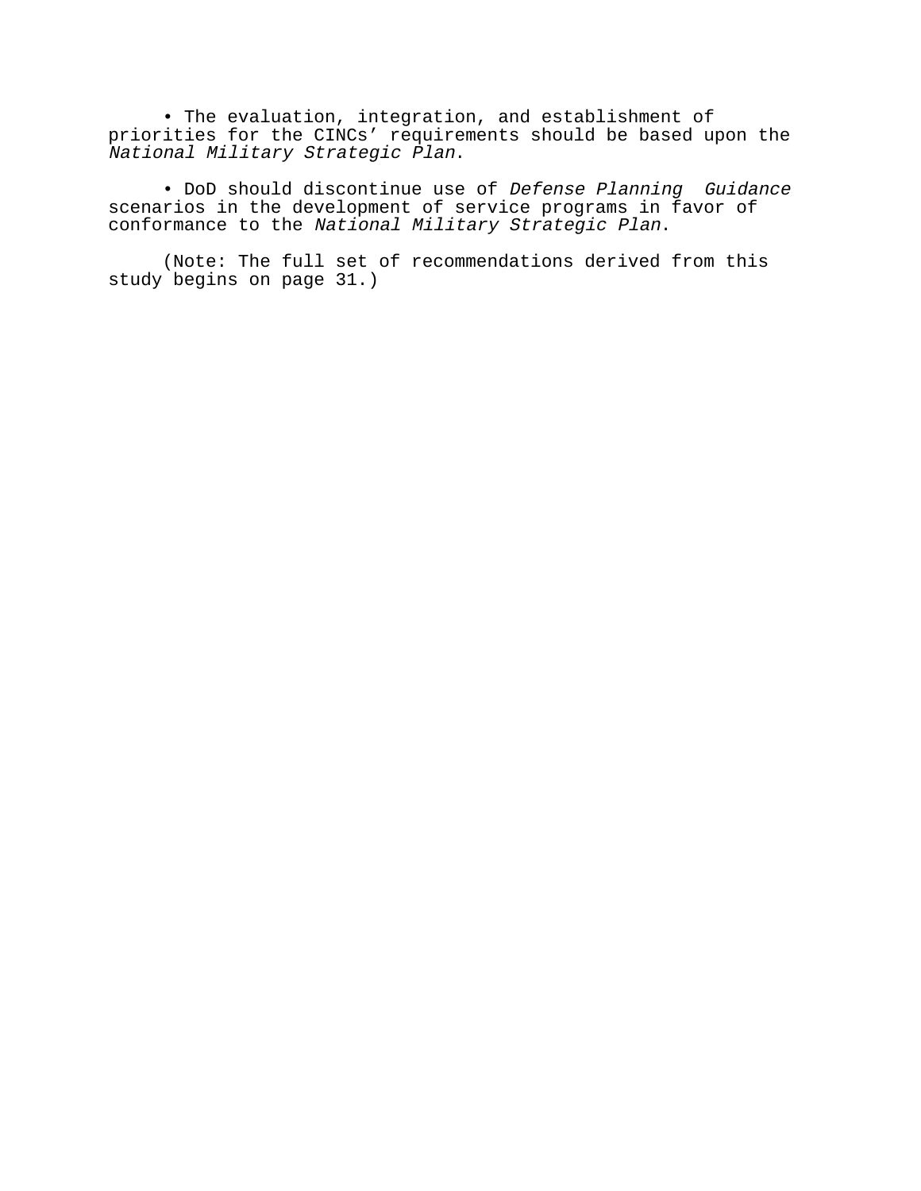- The evaluation, integration, and establishment of priorities for the CINCs’ requirements should be based upon the *National Military Strategic Plan*.

- DoD should discontinue use of *Defense Planning Guidance* scenarios in the development of service programs in favor of conformance to the *National Military Strategic Plan*.

(Note: The full set of recommendations derived from this study begins on page 31.)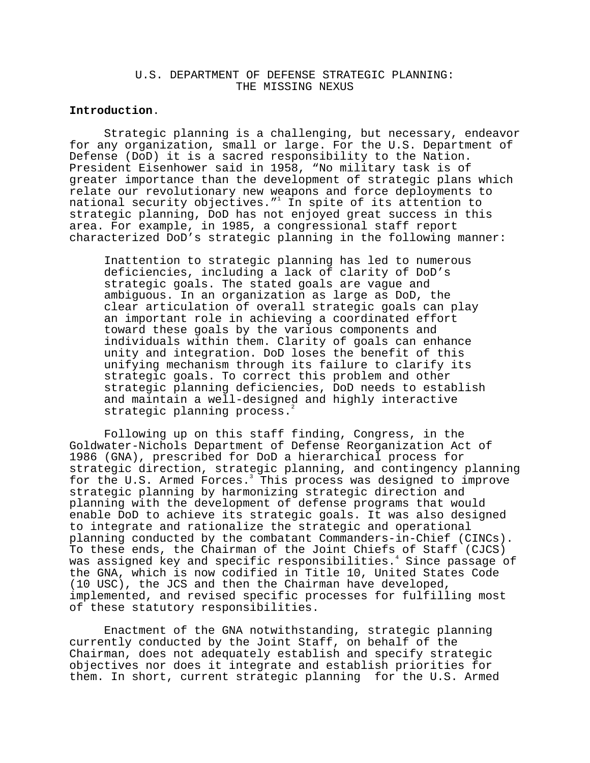# U.S. DEPARTMENT OF DEFENSE STRATEGIC PLANNING: THE MISSING NEXUS

**Introduction**.

Strategic planning is a challenging, but necessary, endeavor for any organization, small or large. For the U.S. Department of Defense (DoD) it is a sacred responsibility to the Nation. President Eisenhower said in 1958, "No military task is of greater importance than the development of strategic plans which relate our revolutionary new weapons and force deployments to national security objectives."[1] In spite of its attention to strategic planning, DoD has not enjoyed great success in this area. For example, in 1985, a congressional staff report characterized DoD's strategic planning in the following manner:

> Inattention to strategic planning has led to numerous deficiencies, including a lack of clarity of DoD's strategic goals. The stated goals are vague and ambiguous. In an organization as large as DoD, the clear articulation of overall strategic goals can play an important role in achieving a coordinated effort toward these goals by the various components and individuals within them. Clarity of goals can enhance unity and integration. DoD loses the benefit of this unifying mechanism through its failure to clarify its strategic goals. To correct this problem and other strategic planning deficiencies, DoD needs to establish and maintain a well-designed and highly interactive strategic planning process.[2]

Following up on this staff finding, Congress, in the Goldwater-Nichols Department of Defense Reorganization Act of 1986 (GNA), prescribed for DoD a hierarchical process for strategic direction, strategic planning, and contingency planning for the U.S. Armed Forces.[3] This process was designed to improve strategic planning by harmonizing strategic direction and planning with the development of defense programs that would enable DoD to achieve its strategic goals. It was also designed to integrate and rationalize the strategic and operational planning conducted by the combatant Commanders-in-Chief (CINCs). To these ends, the Chairman of the Joint Chiefs of Staff (CJCS) was assigned key and specific responsibilities.[4] Since passage of the GNA, which is now codified in Title 10, United States Code (10 USC), the JCS and then the Chairman have developed, implemented, and revised specific processes for fulfilling most of these statutory responsibilities.

Enactment of the GNA notwithstanding, strategic planning currently conducted by the Joint Staff, on behalf of the Chairman, does not adequately establish and specify strategic objectives nor does it integrate and establish priorities for them. In short, current strategic planning for the U.S. Armed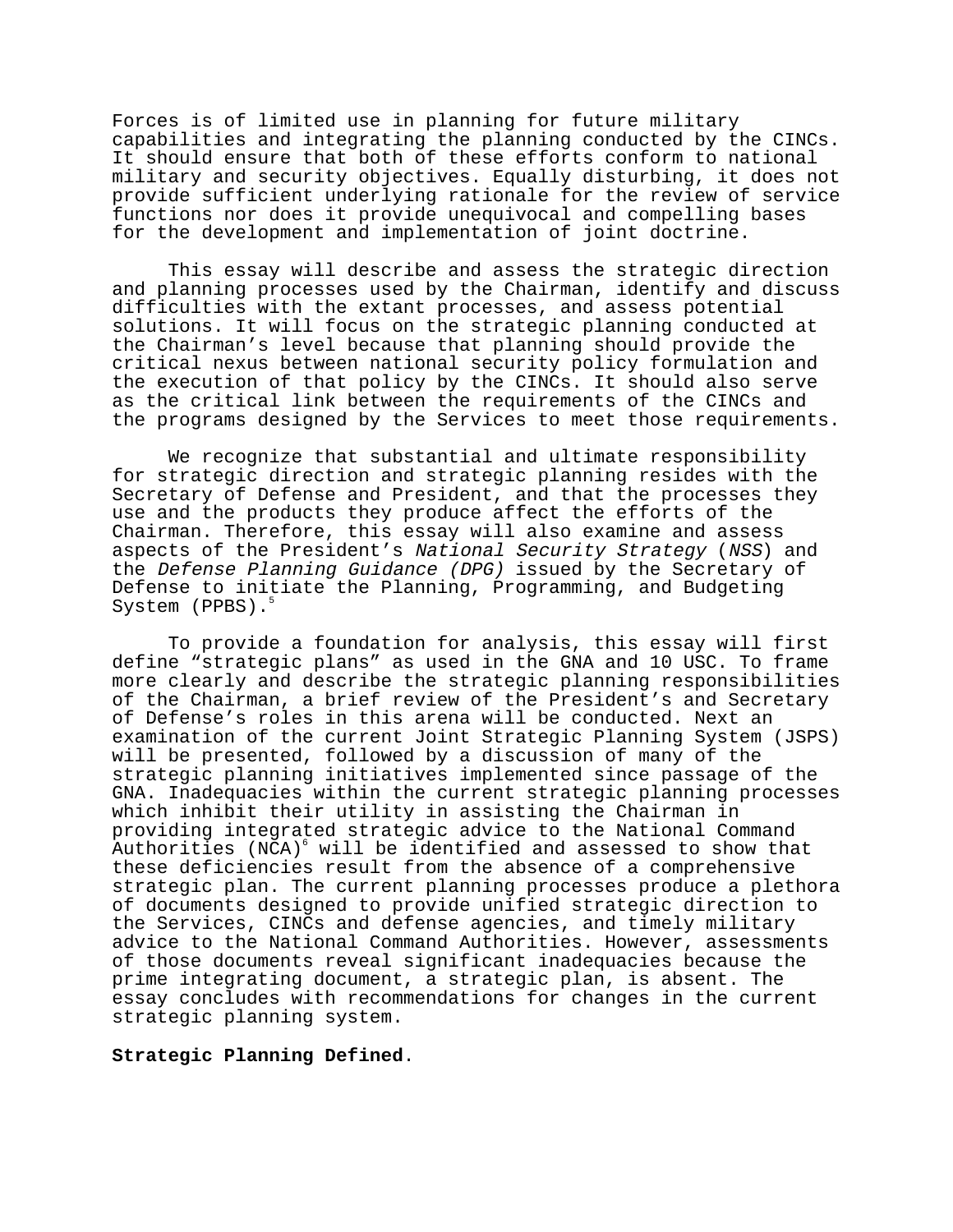Forces is of limited use in planning for future military capabilities and integrating the planning conducted by the CINCs. It should ensure that both of these efforts conform to national military and security objectives. Equally disturbing, it does not provide sufficient underlying rationale for the review of service functions nor does it provide unequivocal and compelling bases for the development and implementation of joint doctrine.

This essay will describe and assess the strategic direction and planning processes used by the Chairman, identify and discuss difficulties with the extant processes, and assess potential solutions. It will focus on the strategic planning conducted at the Chairman's level because that planning should provide the critical nexus between national security policy formulation and the execution of that policy by the CINCs. It should also serve as the critical link between the requirements of the CINCs and the programs designed by the Services to meet those requirements.

We recognize that substantial and ultimate responsibility for strategic direction and strategic planning resides with the Secretary of Defense and President, and that the processes they use and the products they produce affect the efforts of the Chairman. Therefore, this essay will also examine and assess aspects of the President's *National Security Strategy* (*NSS*) and the *Defense Planning Guidance (DPG)* issued by the Secretary of Defense to initiate the Planning, Programming, and Budgeting System (PPBS).[5]

To provide a foundation for analysis, this essay will first define "strategic plans" as used in the GNA and 10 USC. To frame more clearly and describe the strategic planning responsibilities of the Chairman, a brief review of the President's and Secretary of Defense's roles in this arena will be conducted. Next an examination of the current Joint Strategic Planning System (JSPS) will be presented, followed by a discussion of many of the strategic planning initiatives implemented since passage of the GNA. Inadequacies within the current strategic planning processes which inhibit their utility in assisting the Chairman in providing integrated strategic advice to the National Command Authorities (NCA)[6] will be identified and assessed to show that these deficiencies result from the absence of a comprehensive strategic plan. The current planning processes produce a plethora of documents designed to provide unified strategic direction to the Services, CINCs and defense agencies, and timely military advice to the National Command Authorities. However, assessments of those documents reveal significant inadequacies because the prime integrating document, a strategic plan, is absent. The essay concludes with recommendations for changes in the current strategic planning system.

**Strategic Planning Defined**.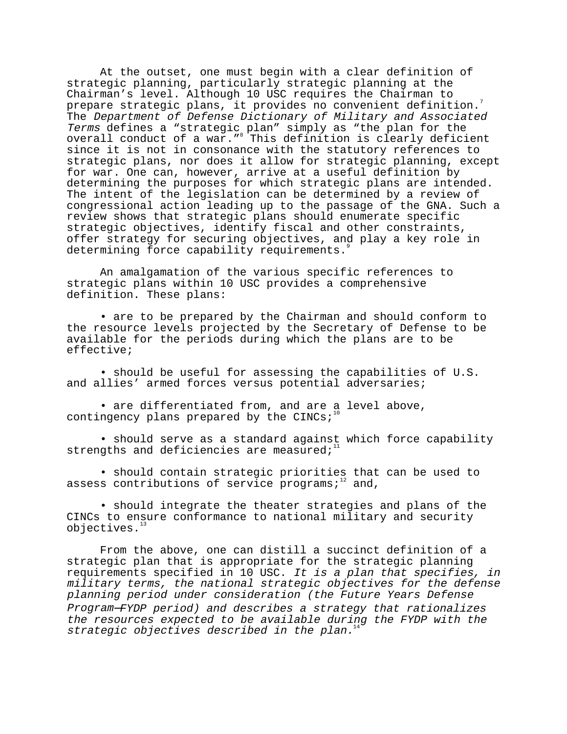At the outset, one must begin with a clear definition of strategic planning, particularly strategic planning at the Chairman's level. Although 10 USC requires the Chairman to prepare strategic plans, it provides no convenient definition.[7] The *Department of Defense Dictionary of Military and Associated Terms* defines a "strategic plan" simply as "the plan for the overall conduct of a war."[8] This definition is clearly deficient since it is not in consonance with the statutory references to strategic plans, nor does it allow for strategic planning, except for war. One can, however, arrive at a useful definition by determining the purposes for which strategic plans are intended. The intent of the legislation can be determined by a review of congressional action leading up to the passage of the GNA. Such a review shows that strategic plans should enumerate specific strategic objectives, identify fiscal and other constraints, offer strategy for securing objectives, and play a key role in determining force capability requirements.[9]

An amalgamation of the various specific references to strategic plans within 10 USC provides a comprehensive definition. These plans:

- are to be prepared by the Chairman and should conform to the resource levels projected by the Secretary of Defense to be available for the periods during which the plans are to be effective;
- should be useful for assessing the capabilities of U.S. and allies' armed forces versus potential adversaries;
- are differentiated from, and are a level above, contingency plans prepared by the CINCs;[10]
- should serve as a standard against which force capability strengths and deficiencies are measured;[11]
- should contain strategic priorities that can be used to assess contributions of service programs;[12] and,
- should integrate the theater strategies and plans of the CINCs to ensure conformance to national military and security objectives.[13]

From the above, one can distill a succinct definition of a strategic plan that is appropriate for the strategic planning requirements specified in 10 USC. *It is a plan that specifies, in military terms, the national strategic objectives for the defense planning period under consideration (the Future Years Defense Program—FYDP period) and describes a strategy that rationalizes the resources expected to be available during the FYDP with the strategic objectives described in the plan.*[14]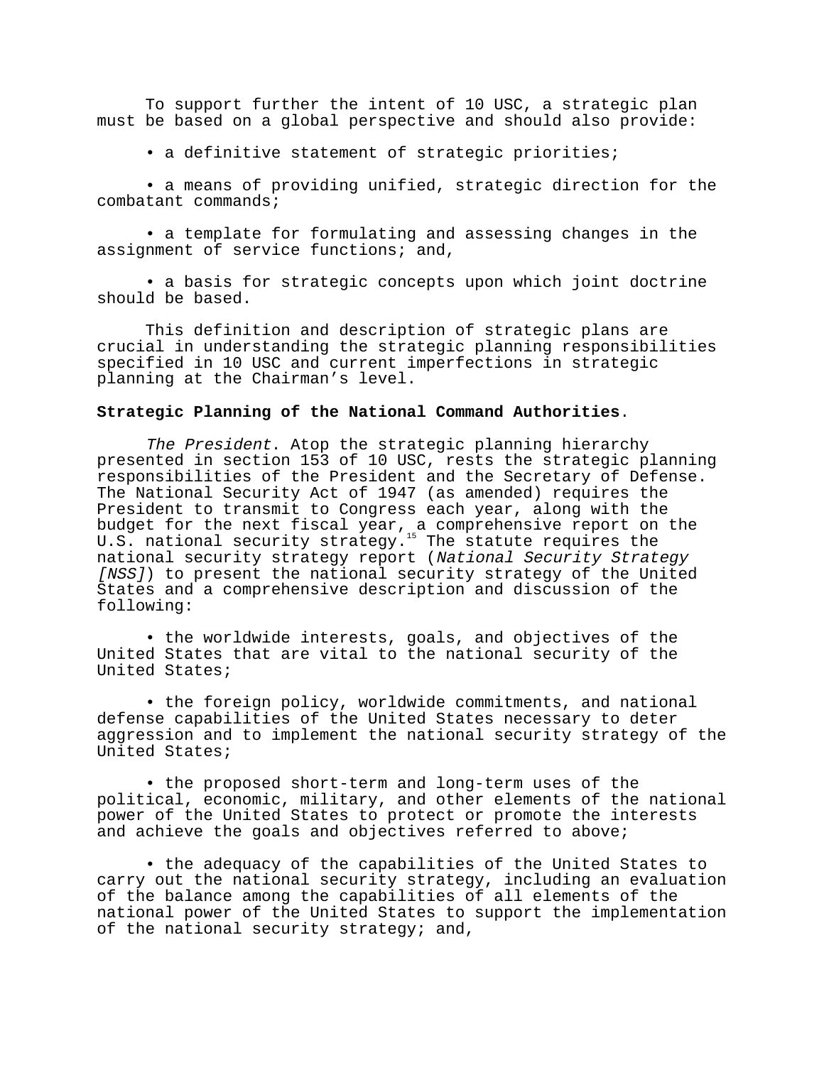To support further the intent of 10 USC, a strategic plan must be based on a global perspective and should also provide:

- a definitive statement of strategic priorities;
- a means of providing unified, strategic direction for the combatant commands;
- a template for formulating and assessing changes in the assignment of service functions; and,
- a basis for strategic concepts upon which joint doctrine should be based.

This definition and description of strategic plans are crucial in understanding the strategic planning responsibilities specified in 10 USC and current imperfections in strategic planning at the Chairman's level.

**Strategic Planning of the National Command Authorities**.

*The President*. Atop the strategic planning hierarchy presented in section 153 of 10 USC, rests the strategic planning responsibilities of the President and the Secretary of Defense. The National Security Act of 1947 (as amended) requires the President to transmit to Congress each year, along with the budget for the next fiscal year, a comprehensive report on the U.S. national security strategy.[15] The statute requires the national security strategy report (*National Security Strategy [NSS]*) to present the national security strategy of the United States and a comprehensive description and discussion of the following:

- the worldwide interests, goals, and objectives of the United States that are vital to the national security of the United States;
- the foreign policy, worldwide commitments, and national defense capabilities of the United States necessary to deter aggression and to implement the national security strategy of the United States;
- the proposed short-term and long-term uses of the political, economic, military, and other elements of the national power of the United States to protect or promote the interests and achieve the goals and objectives referred to above;
- the adequacy of the capabilities of the United States to carry out the national security strategy, including an evaluation of the balance among the capabilities of all elements of the national power of the United States to support the implementation of the national security strategy; and,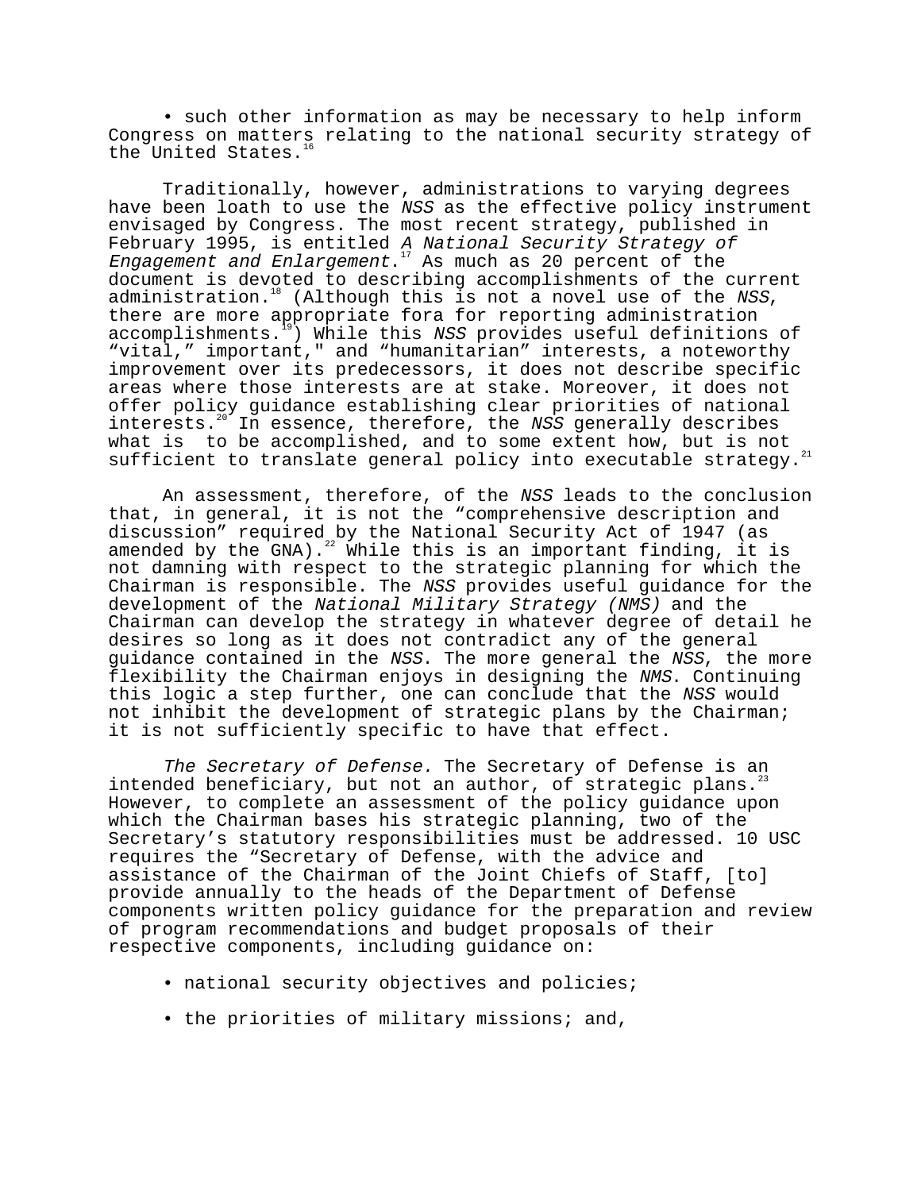• such other information as may be necessary to help inform Congress on matters relating to the national security strategy of the United States.[16]

Traditionally, however, administrations to varying degrees have been loath to use the *NSS* as the effective policy instrument envisaged by Congress. The most recent strategy, published in February 1995, is entitled *A National Security Strategy of Engagement and Enlargement*.[17] As much as 20 percent of the document is devoted to describing accomplishments of the current administration.[18] (Although this is not a novel use of the *NSS*, there are more appropriate fora for reporting administration accomplishments.[19]) While this *NSS* provides useful definitions of "vital," important," and "humanitarian" interests, a noteworthy improvement over its predecessors, it does not describe specific areas where those interests are at stake. Moreover, it does not offer policy guidance establishing clear priorities of national interests.[20] In essence, therefore, the *NSS* generally describes what is to be accomplished, and to some extent how, but is not sufficient to translate general policy into executable strategy.[21]

An assessment, therefore, of the *NSS* leads to the conclusion that, in general, it is not the "comprehensive description and discussion" required by the National Security Act of 1947 (as amended by the GNA).[22] While this is an important finding, it is not damning with respect to the strategic planning for which the Chairman is responsible. The *NSS* provides useful guidance for the development of the *National Military Strategy (NMS)* and the Chairman can develop the strategy in whatever degree of detail he desires so long as it does not contradict any of the general guidance contained in the *NSS*. The more general the *NSS*, the more flexibility the Chairman enjoys in designing the *NMS*. Continuing this logic a step further, one can conclude that the *NSS* would not inhibit the development of strategic plans by the Chairman; it is not sufficiently specific to have that effect.

*The Secretary of Defense.* The Secretary of Defense is an intended beneficiary, but not an author, of strategic plans.[23] However, to complete an assessment of the policy guidance upon which the Chairman bases his strategic planning, two of the Secretary's statutory responsibilities must be addressed. 10 USC requires the "Secretary of Defense, with the advice and assistance of the Chairman of the Joint Chiefs of Staff, [to] provide annually to the heads of the Department of Defense components written policy guidance for the preparation and review of program recommendations and budget proposals of their respective components, including guidance on:

• national security objectives and policies;

• the priorities of military missions; and,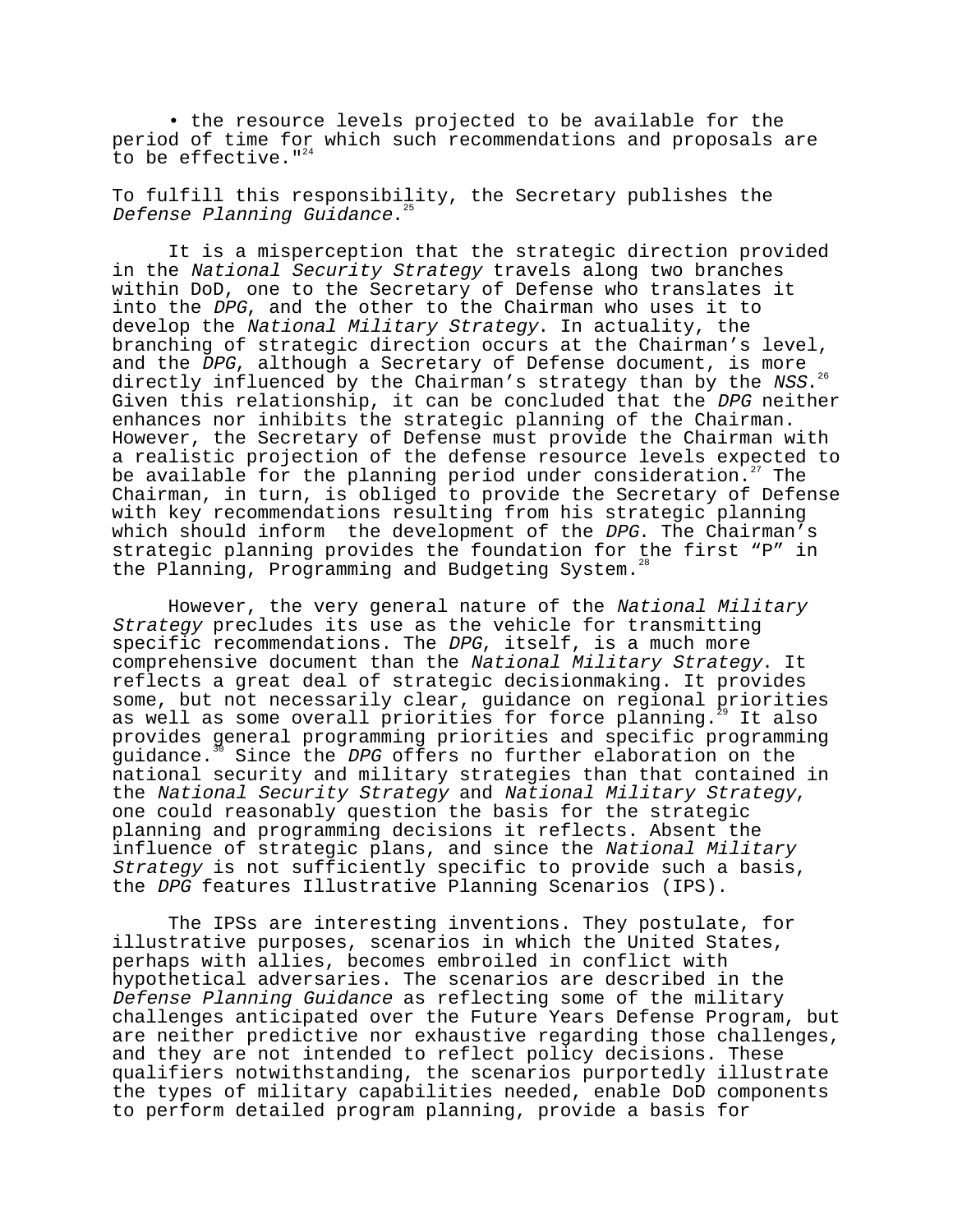• the resource levels projected to be available for the period of time for which such recommendations and proposals are to be effective."[24]

To fulfill this responsibility, the Secretary publishes the *Defense Planning Guidance*.[25]

It is a misperception that the strategic direction provided in the *National Security Strategy* travels along two branches within DoD, one to the Secretary of Defense who translates it into the *DPG*, and the other to the Chairman who uses it to develop the *National Military Strategy*. In actuality, the branching of strategic direction occurs at the Chairman's level, and the *DPG*, although a Secretary of Defense document, is more directly influenced by the Chairman's strategy than by the *NSS*.[26] Given this relationship, it can be concluded that the *DPG* neither enhances nor inhibits the strategic planning of the Chairman. However, the Secretary of Defense must provide the Chairman with a realistic projection of the defense resource levels expected to be available for the planning period under consideration.[27] The Chairman, in turn, is obliged to provide the Secretary of Defense with key recommendations resulting from his strategic planning which should inform the development of the *DPG*. The Chairman's strategic planning provides the foundation for the first "P" in the Planning, Programming and Budgeting System.[28]

However, the very general nature of the *National Military Strategy* precludes its use as the vehicle for transmitting specific recommendations. The *DPG*, itself, is a much more comprehensive document than the *National Military Strategy*. It reflects a great deal of strategic decisionmaking. It provides some, but not necessarily clear, guidance on regional priorities as well as some overall priorities for force planning.[29] It also provides general programming priorities and specific programming guidance.[30] Since the *DPG* offers no further elaboration on the national security and military strategies than that contained in the *National Security Strategy* and *National Military Strategy*, one could reasonably question the basis for the strategic planning and programming decisions it reflects. Absent the influence of strategic plans, and since the *National Military Strategy* is not sufficiently specific to provide such a basis, the *DPG* features Illustrative Planning Scenarios (IPS).

The IPSs are interesting inventions. They postulate, for illustrative purposes, scenarios in which the United States, perhaps with allies, becomes embroiled in conflict with hypothetical adversaries. The scenarios are described in the *Defense Planning Guidance* as reflecting some of the military challenges anticipated over the Future Years Defense Program, but are neither predictive nor exhaustive regarding those challenges, and they are not intended to reflect policy decisions. These qualifiers notwithstanding, the scenarios purportedly illustrate the types of military capabilities needed, enable DoD components to perform detailed program planning, provide a basis for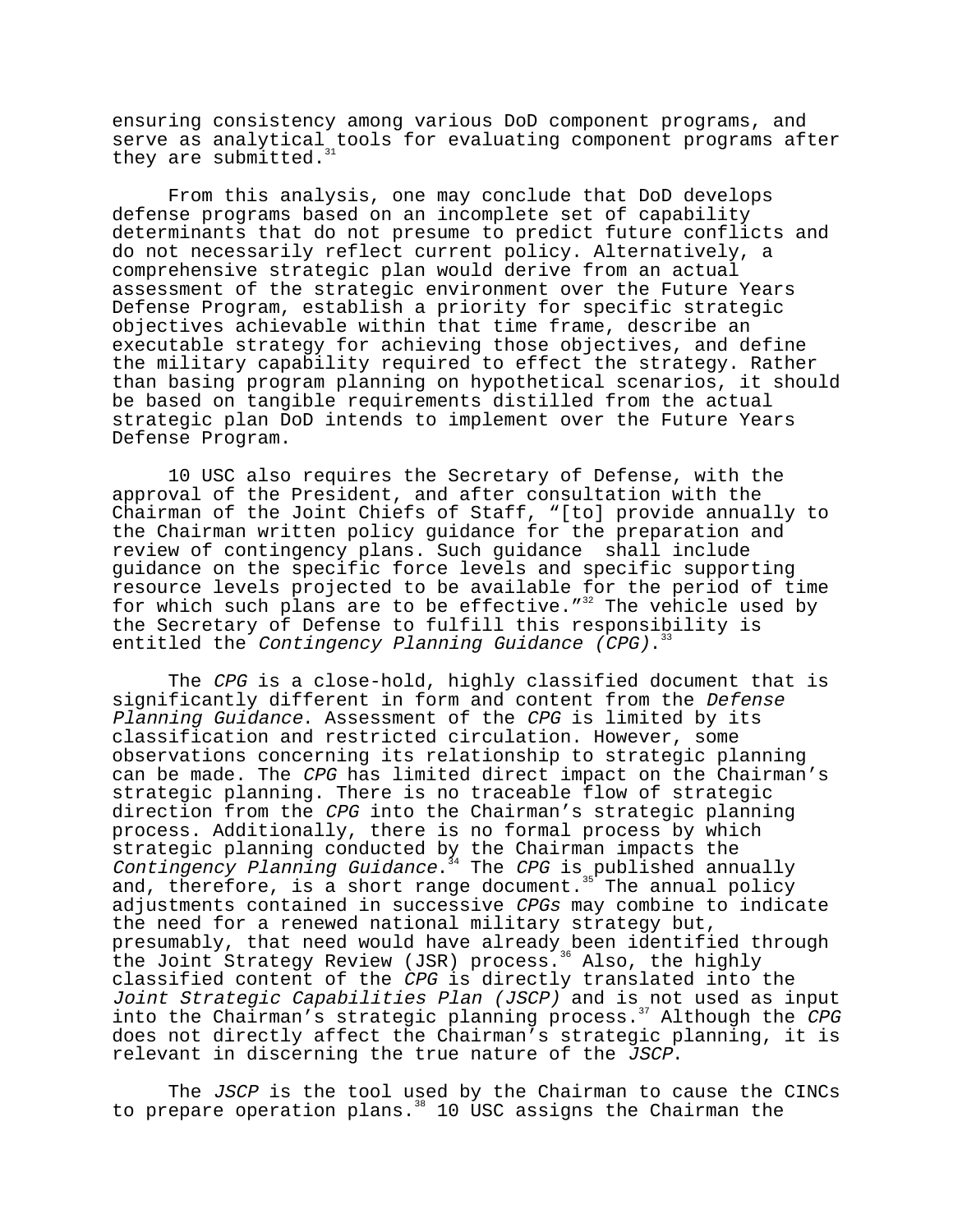ensuring consistency among various DoD component programs, and serve as analytical tools for evaluating component programs after they are submitted.[31]

From this analysis, one may conclude that DoD develops defense programs based on an incomplete set of capability determinants that do not presume to predict future conflicts and do not necessarily reflect current policy. Alternatively, a comprehensive strategic plan would derive from an actual assessment of the strategic environment over the Future Years Defense Program, establish a priority for specific strategic objectives achievable within that time frame, describe an executable strategy for achieving those objectives, and define the military capability required to effect the strategy. Rather than basing program planning on hypothetical scenarios, it should be based on tangible requirements distilled from the actual strategic plan DoD intends to implement over the Future Years Defense Program.

10 USC also requires the Secretary of Defense, with the approval of the President, and after consultation with the Chairman of the Joint Chiefs of Staff, "[to] provide annually to the Chairman written policy guidance for the preparation and review of contingency plans. Such guidance shall include guidance on the specific force levels and specific supporting resource levels projected to be available for the period of time for which such plans are to be effective."[32] The vehicle used by the Secretary of Defense to fulfill this responsibility is entitled the *Contingency Planning Guidance (CPG)*.[33]

The *CPG* is a close-hold, highly classified document that is significantly different in form and content from the *Defense Planning Guidance*. Assessment of the *CPG* is limited by its classification and restricted circulation. However, some observations concerning its relationship to strategic planning can be made. The *CPG* has limited direct impact on the Chairman's strategic planning. There is no traceable flow of strategic direction from the *CPG* into the Chairman's strategic planning process. Additionally, there is no formal process by which strategic planning conducted by the Chairman impacts the *Contingency Planning Guidance*.[34] The *CPG* is published annually and, therefore, is a short range document.[35] The annual policy adjustments contained in successive *CPGs* may combine to indicate the need for a renewed national military strategy but, presumably, that need would have already been identified through the Joint Strategy Review (JSR) process.[36] Also, the highly classified content of the *CPG* is directly translated into the *Joint Strategic Capabilities Plan (JSCP)* and is not used as input into the Chairman's strategic planning process.[37] Although the *CPG* does not directly affect the Chairman's strategic planning, it is relevant in discerning the true nature of the *JSCP*.

The *JSCP* is the tool used by the Chairman to cause the CINCs to prepare operation plans.[38] 10 USC assigns the Chairman the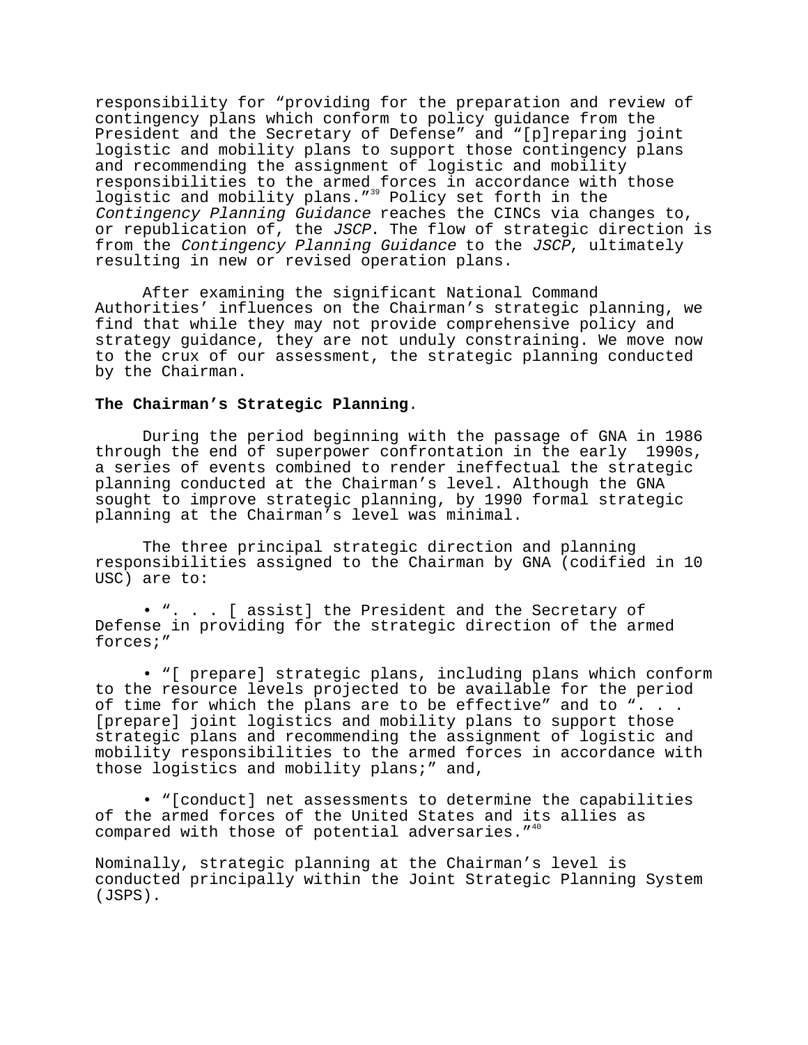responsibility for "providing for the preparation and review of contingency plans which conform to policy guidance from the President and the Secretary of Defense" and "[p]reparing joint logistic and mobility plans to support those contingency plans and recommending the assignment of logistic and mobility responsibilities to the armed forces in accordance with those logistic and mobility plans."[39] Policy set forth in the *Contingency Planning Guidance* reaches the CINCs via changes to, or republication of, the *JSCP*. The flow of strategic direction is from the *Contingency Planning Guidance* to the *JSCP*, ultimately resulting in new or revised operation plans.

After examining the significant National Command Authorities' influences on the Chairman's strategic planning, we find that while they may not provide comprehensive policy and strategy guidance, they are not unduly constraining. We move now to the crux of our assessment, the strategic planning conducted by the Chairman.

**The Chairman's Strategic Planning**.

During the period beginning with the passage of GNA in 1986 through the end of superpower confrontation in the early 1990s, a series of events combined to render ineffectual the strategic planning conducted at the Chairman's level. Although the GNA sought to improve strategic planning, by 1990 formal strategic planning at the Chairman's level was minimal.

The three principal strategic direction and planning responsibilities assigned to the Chairman by GNA (codified in 10 USC) are to:

- ". . . [ assist] the President and the Secretary of Defense in providing for the strategic direction of the armed forces;"

- "[ prepare] strategic plans, including plans which conform to the resource levels projected to be available for the period of time for which the plans are to be effective" and to ". . . [prepare] joint logistics and mobility plans to support those strategic plans and recommending the assignment of logistic and mobility responsibilities to the armed forces in accordance with those logistics and mobility plans;" and,

- "[conduct] net assessments to determine the capabilities of the armed forces of the United States and its allies as compared with those of potential adversaries."[40]

Nominally, strategic planning at the Chairman's level is conducted principally within the Joint Strategic Planning System (JSPS).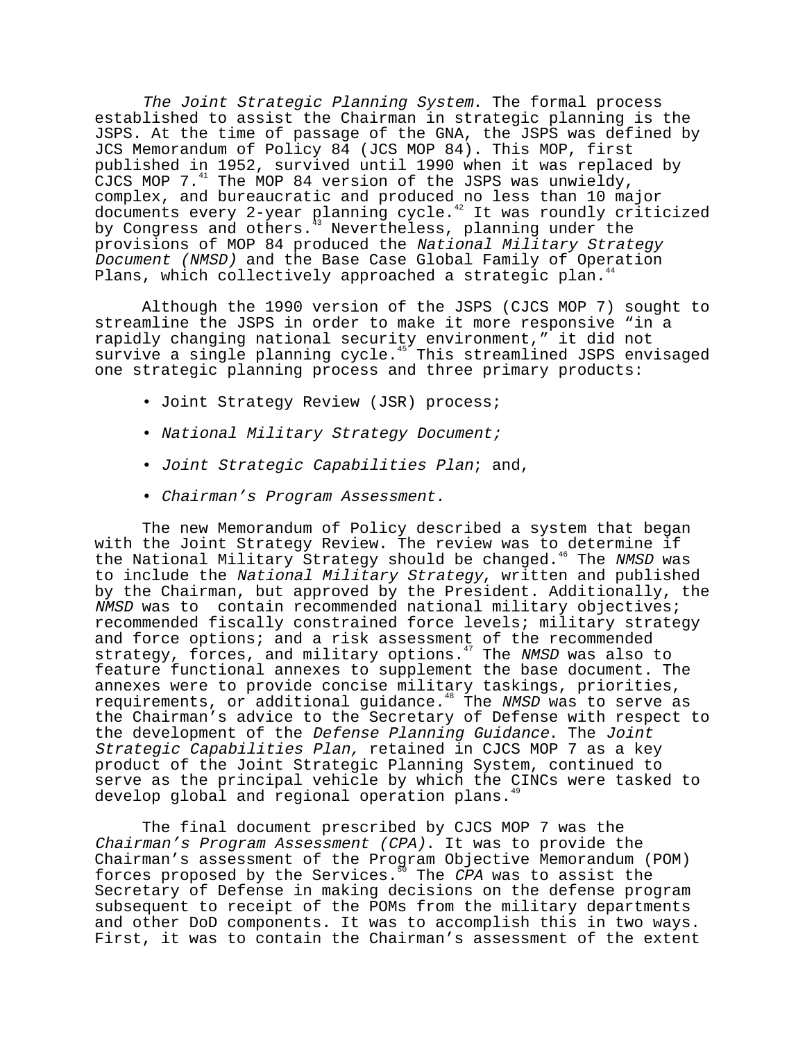*The Joint Strategic Planning System*. The formal process established to assist the Chairman in strategic planning is the JSPS. At the time of passage of the GNA, the JSPS was defined by JCS Memorandum of Policy 84 (JCS MOP 84). This MOP, first published in 1952, survived until 1990 when it was replaced by CJCS MOP 7.[41] The MOP 84 version of the JSPS was unwieldy, complex, and bureaucratic and produced no less than 10 major documents every 2-year planning cycle.[42] It was roundly criticized by Congress and others.[43] Nevertheless, planning under the provisions of MOP 84 produced the *National Military Strategy Document (NMSD)* and the Base Case Global Family of Operation Plans, which collectively approached a strategic plan.[44]

Although the 1990 version of the JSPS (CJCS MOP 7) sought to streamline the JSPS in order to make it more responsive "in a rapidly changing national security environment," it did not survive a single planning cycle.[45] This streamlined JSPS envisaged one strategic planning process and three primary products:

- Joint Strategy Review (JSR) process;
- *National Military Strategy Document;*
- *Joint Strategic Capabilities Plan*; and,
- *Chairman's Program Assessment.*

The new Memorandum of Policy described a system that began with the Joint Strategy Review. The review was to determine if the National Military Strategy should be changed.[46] The *NMSD* was to include the *National Military Strategy*, written and published by the Chairman, but approved by the President. Additionally, the *NMSD* was to contain recommended national military objectives; recommended fiscally constrained force levels; military strategy and force options; and a risk assessment of the recommended strategy, forces, and military options.[47] The *NMSD* was also to feature functional annexes to supplement the base document. The annexes were to provide concise military taskings, priorities, requirements, or additional guidance.[48] The *NMSD* was to serve as the Chairman's advice to the Secretary of Defense with respect to the development of the *Defense Planning Guidance*. The *Joint Strategic Capabilities Plan,* retained in CJCS MOP 7 as a key product of the Joint Strategic Planning System, continued to serve as the principal vehicle by which the CINCs were tasked to develop global and regional operation plans.[49]

The final document prescribed by CJCS MOP 7 was the *Chairman's Program Assessment (CPA)*. It was to provide the Chairman's assessment of the Program Objective Memorandum (POM) forces proposed by the Services.[50] The *CPA* was to assist the Secretary of Defense in making decisions on the defense program subsequent to receipt of the POMs from the military departments and other DoD components. It was to accomplish this in two ways. First, it was to contain the Chairman's assessment of the extent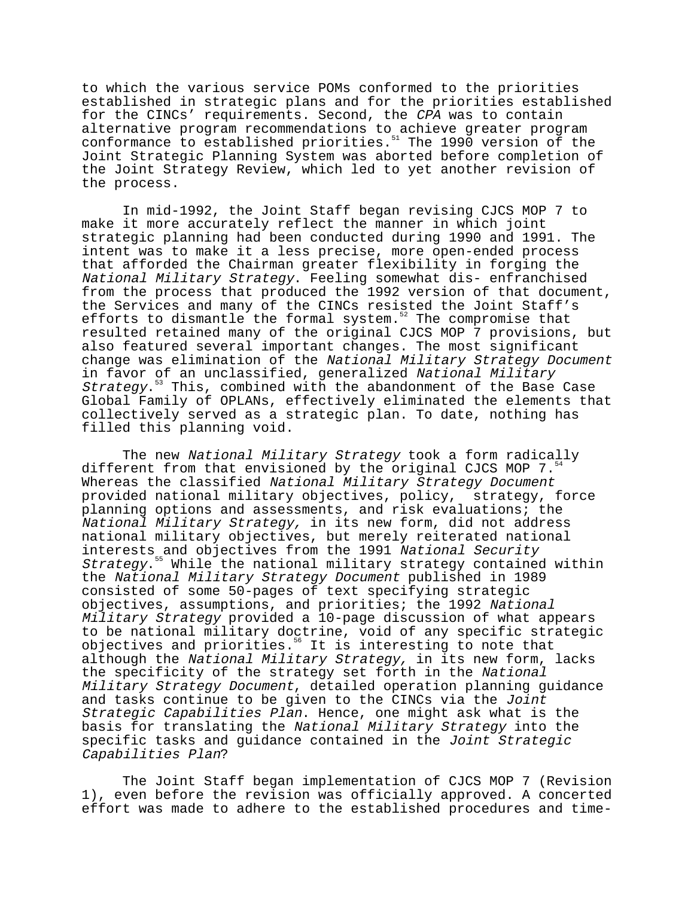to which the various service POMs conformed to the priorities established in strategic plans and for the priorities established for the CINCs' requirements. Second, the *CPA* was to contain alternative program recommendations to achieve greater program conformance to established priorities.[51] The 1990 version of the Joint Strategic Planning System was aborted before completion of the Joint Strategy Review, which led to yet another revision of the process.

In mid-1992, the Joint Staff began revising CJCS MOP 7 to make it more accurately reflect the manner in which joint strategic planning had been conducted during 1990 and 1991. The intent was to make it a less precise, more open-ended process that afforded the Chairman greater flexibility in forging the *National Military Strategy*. Feeling somewhat dis- enfranchised from the process that produced the 1992 version of that document, the Services and many of the CINCs resisted the Joint Staff's efforts to dismantle the formal system.[52] The compromise that resulted retained many of the original CJCS MOP 7 provisions, but also featured several important changes. The most significant change was elimination of the *National Military Strategy Document* in favor of an unclassified, generalized *National Military Strategy*.[53] This, combined with the abandonment of the Base Case Global Family of OPLANs, effectively eliminated the elements that collectively served as a strategic plan. To date, nothing has filled this planning void.

The new *National Military Strategy* took a form radically different from that envisioned by the original CJCS MOP 7.[54] Whereas the classified *National Military Strategy Document* provided national military objectives, policy, strategy, force planning options and assessments, and risk evaluations; the *National Military Strategy,* in its new form, did not address national military objectives, but merely reiterated national interests and objectives from the 1991 *National Security Strategy*.[55] While the national military strategy contained within the *National Military Strategy Document* published in 1989 consisted of some 50-pages of text specifying strategic objectives, assumptions, and priorities; the 1992 *National Military Strategy* provided a 10-page discussion of what appears to be national military doctrine, void of any specific strategic objectives and priorities.[56] It is interesting to note that although the *National Military Strategy,* in its new form, lacks the specificity of the strategy set forth in the *National Military Strategy Document*, detailed operation planning guidance and tasks continue to be given to the CINCs via the *Joint Strategic Capabilities Plan*. Hence, one might ask what is the basis for translating the *National Military Strategy* into the specific tasks and guidance contained in the *Joint Strategic Capabilities Plan*?

The Joint Staff began implementation of CJCS MOP 7 (Revision 1), even before the revision was officially approved. A concerted effort was made to adhere to the established procedures and time-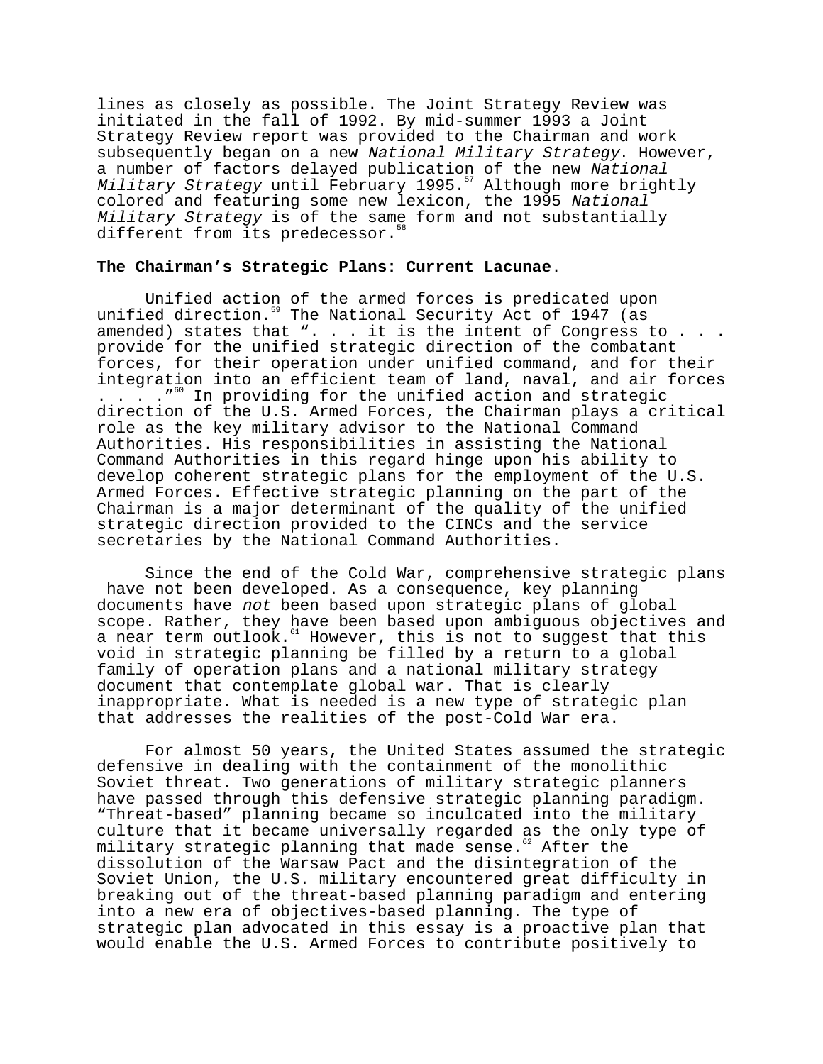lines as closely as possible. The Joint Strategy Review was initiated in the fall of 1992. By mid-summer 1993 a Joint Strategy Review report was provided to the Chairman and work subsequently began on a new *National Military Strategy*. However, a number of factors delayed publication of the new *National Military Strategy* until February 1995.[57] Although more brightly colored and featuring some new lexicon, the 1995 *National Military Strategy* is of the same form and not substantially different from its predecessor.[58]

**The Chairman's Strategic Plans: Current Lacunae**.

Unified action of the armed forces is predicated upon unified direction.[59] The National Security Act of 1947 (as amended) states that ". . . it is the intent of Congress to . . . provide for the unified strategic direction of the combatant forces, for their operation under unified command, and for their integration into an efficient team of land, naval, and air forces . . . ."[60] In providing for the unified action and strategic direction of the U.S. Armed Forces, the Chairman plays a critical role as the key military advisor to the National Command Authorities. His responsibilities in assisting the National Command Authorities in this regard hinge upon his ability to develop coherent strategic plans for the employment of the U.S. Armed Forces. Effective strategic planning on the part of the Chairman is a major determinant of the quality of the unified strategic direction provided to the CINCs and the service secretaries by the National Command Authorities.

Since the end of the Cold War, comprehensive strategic plans have not been developed. As a consequence, key planning documents have *not* been based upon strategic plans of global scope. Rather, they have been based upon ambiguous objectives and a near term outlook.[61] However, this is not to suggest that this void in strategic planning be filled by a return to a global family of operation plans and a national military strategy document that contemplate global war. That is clearly inappropriate. What is needed is a new type of strategic plan that addresses the realities of the post-Cold War era.

For almost 50 years, the United States assumed the strategic defensive in dealing with the containment of the monolithic Soviet threat. Two generations of military strategic planners have passed through this defensive strategic planning paradigm. "Threat-based" planning became so inculcated into the military culture that it became universally regarded as the only type of military strategic planning that made sense.[62] After the dissolution of the Warsaw Pact and the disintegration of the Soviet Union, the U.S. military encountered great difficulty in breaking out of the threat-based planning paradigm and entering into a new era of objectives-based planning. The type of strategic plan advocated in this essay is a proactive plan that would enable the U.S. Armed Forces to contribute positively to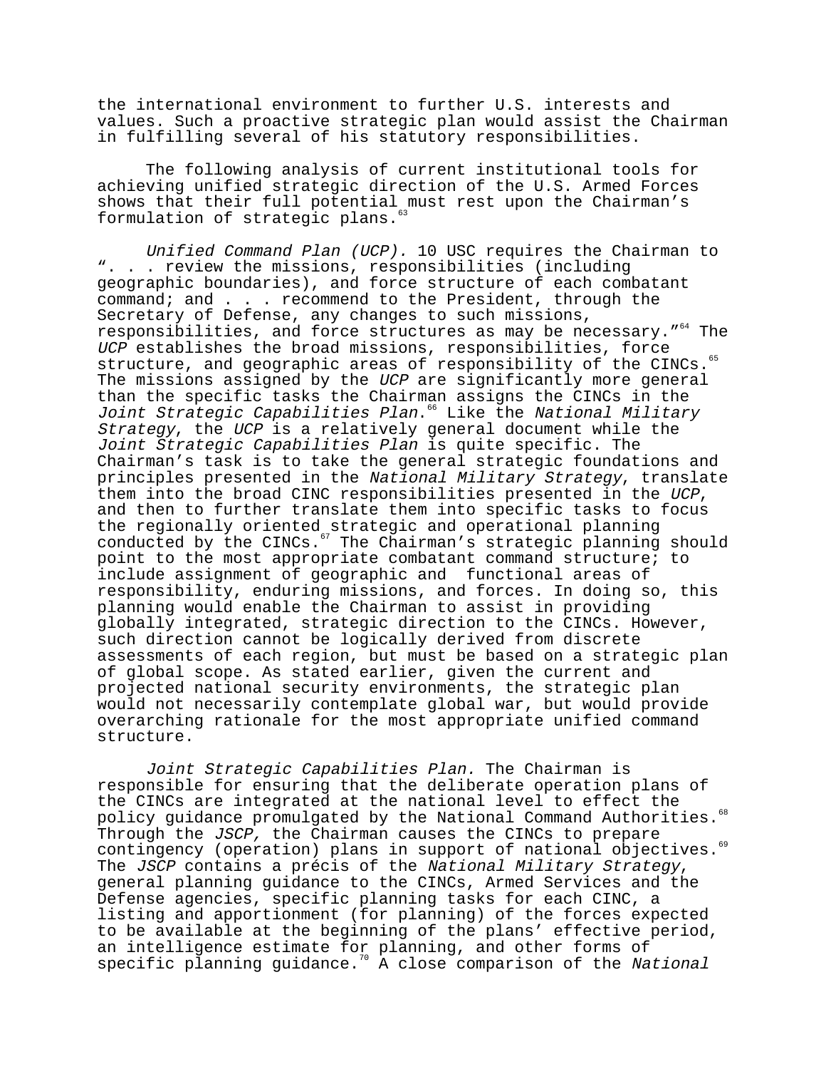the international environment to further U.S. interests and values. Such a proactive strategic plan would assist the Chairman in fulfilling several of his statutory responsibilities.

The following analysis of current institutional tools for achieving unified strategic direction of the U.S. Armed Forces shows that their full potential must rest upon the Chairman's formulation of strategic plans.[63]

*Unified Command Plan (UCP).* 10 USC requires the Chairman to ". . . review the missions, responsibilities (including geographic boundaries), and force structure of each combatant command; and . . . recommend to the President, through the Secretary of Defense, any changes to such missions, responsibilities, and force structures as may be necessary."[64] The *UCP* establishes the broad missions, responsibilities, force structure, and geographic areas of responsibility of the CINCs.[65] The missions assigned by the *UCP* are significantly more general than the specific tasks the Chairman assigns the CINCs in the *Joint Strategic Capabilities Plan*.[66] Like the *National Military Strategy*, the *UCP* is a relatively general document while the *Joint Strategic Capabilities Plan* is quite specific. The Chairman's task is to take the general strategic foundations and principles presented in the *National Military Strategy*, translate them into the broad CINC responsibilities presented in the *UCP*, and then to further translate them into specific tasks to focus the regionally oriented strategic and operational planning conducted by the CINCs.[67] The Chairman's strategic planning should point to the most appropriate combatant command structure; to include assignment of geographic and functional areas of responsibility, enduring missions, and forces. In doing so, this planning would enable the Chairman to assist in providing globally integrated, strategic direction to the CINCs. However, such direction cannot be logically derived from discrete assessments of each region, but must be based on a strategic plan of global scope. As stated earlier, given the current and projected national security environments, the strategic plan would not necessarily contemplate global war, but would provide overarching rationale for the most appropriate unified command structure.

*Joint Strategic Capabilities Plan.* The Chairman is responsible for ensuring that the deliberate operation plans of the CINCs are integrated at the national level to effect the policy guidance promulgated by the National Command Authorities.[68] Through the *JSCP,* the Chairman causes the CINCs to prepare contingency (operation) plans in support of national objectives.[69] The *JSCP* contains a précis of the *National Military Strategy*, general planning guidance to the CINCs, Armed Services and the Defense agencies, specific planning tasks for each CINC, a listing and apportionment (for planning) of the forces expected to be available at the beginning of the plans' effective period, an intelligence estimate for planning, and other forms of specific planning guidance.[70] A close comparison of the *National*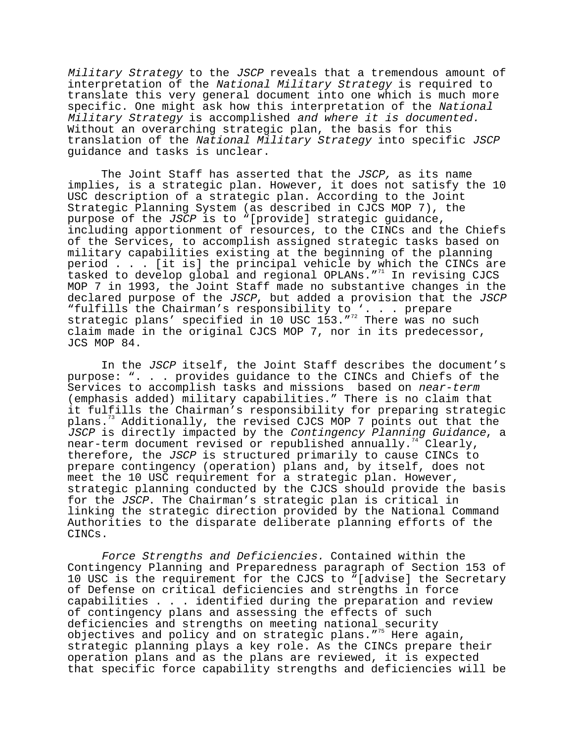*Military Strategy* to the *JSCP* reveals that a tremendous amount of interpretation of the *National Military Strategy* is required to translate this very general document into one which is much more specific. One might ask how this interpretation of the *National Military Strategy* is accomplished *and where it is documented.* Without an overarching strategic plan, the basis for this translation of the *National Military Strategy* into specific *JSCP* guidance and tasks is unclear.

The Joint Staff has asserted that the *JSCP,* as its name implies, is a strategic plan. However, it does not satisfy the 10 USC description of a strategic plan. According to the Joint Strategic Planning System (as described in CJCS MOP 7), the purpose of the *JSCP* is to "[provide] strategic guidance, including apportionment of resources, to the CINCs and the Chiefs of the Services, to accomplish assigned strategic tasks based on military capabilities existing at the beginning of the planning period . . . [it is] the principal vehicle by which the CINCs are tasked to develop global and regional OPLANs."[71] In revising CJCS MOP 7 in 1993, the Joint Staff made no substantive changes in the declared purpose of the *JSCP*, but added a provision that the *JSCP* "fulfills the Chairman's responsibility to '. . . prepare strategic plans' specified in 10 USC 153."[72] There was no such claim made in the original CJCS MOP 7, nor in its predecessor, JCS MOP 84.

In the *JSCP* itself, the Joint Staff describes the document's purpose: ". . . provides guidance to the CINCs and Chiefs of the Services to accomplish tasks and missions based on *near-term* (emphasis added) military capabilities." There is no claim that it fulfills the Chairman's responsibility for preparing strategic plans.[73] Additionally, the revised CJCS MOP 7 points out that the *JSCP* is directly impacted by the *Contingency Planning Guidance*, a near-term document revised or republished annually.[74] Clearly, therefore, the *JSCP* is structured primarily to cause CINCs to prepare contingency (operation) plans and, by itself, does not meet the 10 USC requirement for a strategic plan. However, strategic planning conducted by the CJCS should provide the basis for the *JSCP*. The Chairman's strategic plan is critical in linking the strategic direction provided by the National Command Authorities to the disparate deliberate planning efforts of the CINCs.

*Force Strengths and Deficiencies.* Contained within the Contingency Planning and Preparedness paragraph of Section 153 of 10 USC is the requirement for the CJCS to "[advise] the Secretary of Defense on critical deficiencies and strengths in force capabilities . . . identified during the preparation and review of contingency plans and assessing the effects of such deficiencies and strengths on meeting national security objectives and policy and on strategic plans."[75] Here again, strategic planning plays a key role. As the CINCs prepare their operation plans and as the plans are reviewed, it is expected that specific force capability strengths and deficiencies will be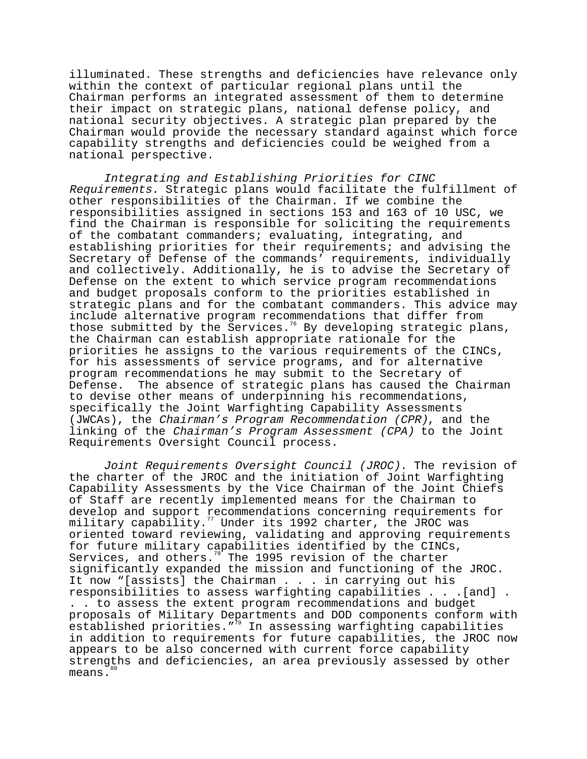illuminated. These strengths and deficiencies have relevance only within the context of particular regional plans until the Chairman performs an integrated assessment of them to determine their impact on strategic plans, national defense policy, and national security objectives. A strategic plan prepared by the Chairman would provide the necessary standard against which force capability strengths and deficiencies could be weighed from a national perspective.

*Integrating and Establishing Priorities for CINC Requirements.* Strategic plans would facilitate the fulfillment of other responsibilities of the Chairman. If we combine the responsibilities assigned in sections 153 and 163 of 10 USC, we find the Chairman is responsible for soliciting the requirements of the combatant commanders; evaluating, integrating, and establishing priorities for their requirements; and advising the Secretary of Defense of the commands' requirements, individually and collectively. Additionally, he is to advise the Secretary of Defense on the extent to which service program recommendations and budget proposals conform to the priorities established in strategic plans and for the combatant commanders. This advice may include alternative program recommendations that differ from those submitted by the Services.[76] By developing strategic plans, the Chairman can establish appropriate rationale for the priorities he assigns to the various requirements of the CINCs, for his assessments of service programs, and for alternative program recommendations he may submit to the Secretary of Defense. The absence of strategic plans has caused the Chairman to devise other means of underpinning his recommendations, specifically the Joint Warfighting Capability Assessments (JWCAs), the *Chairman's Program Recommendation (CPR)*, and the linking of the *Chairman's Program Assessment (CPA)* to the Joint Requirements Oversight Council process.

*Joint Requirements Oversight Council (JROC).* The revision of the charter of the JROC and the initiation of Joint Warfighting Capability Assessments by the Vice Chairman of the Joint Chiefs of Staff are recently implemented means for the Chairman to develop and support recommendations concerning requirements for military capability.[77] Under its 1992 charter, the JROC was oriented toward reviewing, validating and approving requirements for future military capabilities identified by the CINCs, Services, and others.[78] The 1995 revision of the charter significantly expanded the mission and functioning of the JROC. It now "[assists] the Chairman . . . in carrying out his responsibilities to assess warfighting capabilities . . .[and] . . . to assess the extent program recommendations and budget proposals of Military Departments and DOD components conform with established priorities."[79] In assessing warfighting capabilities in addition to requirements for future capabilities, the JROC now appears to be also concerned with current force capability strengths and deficiencies, an area previously assessed by other means.[80]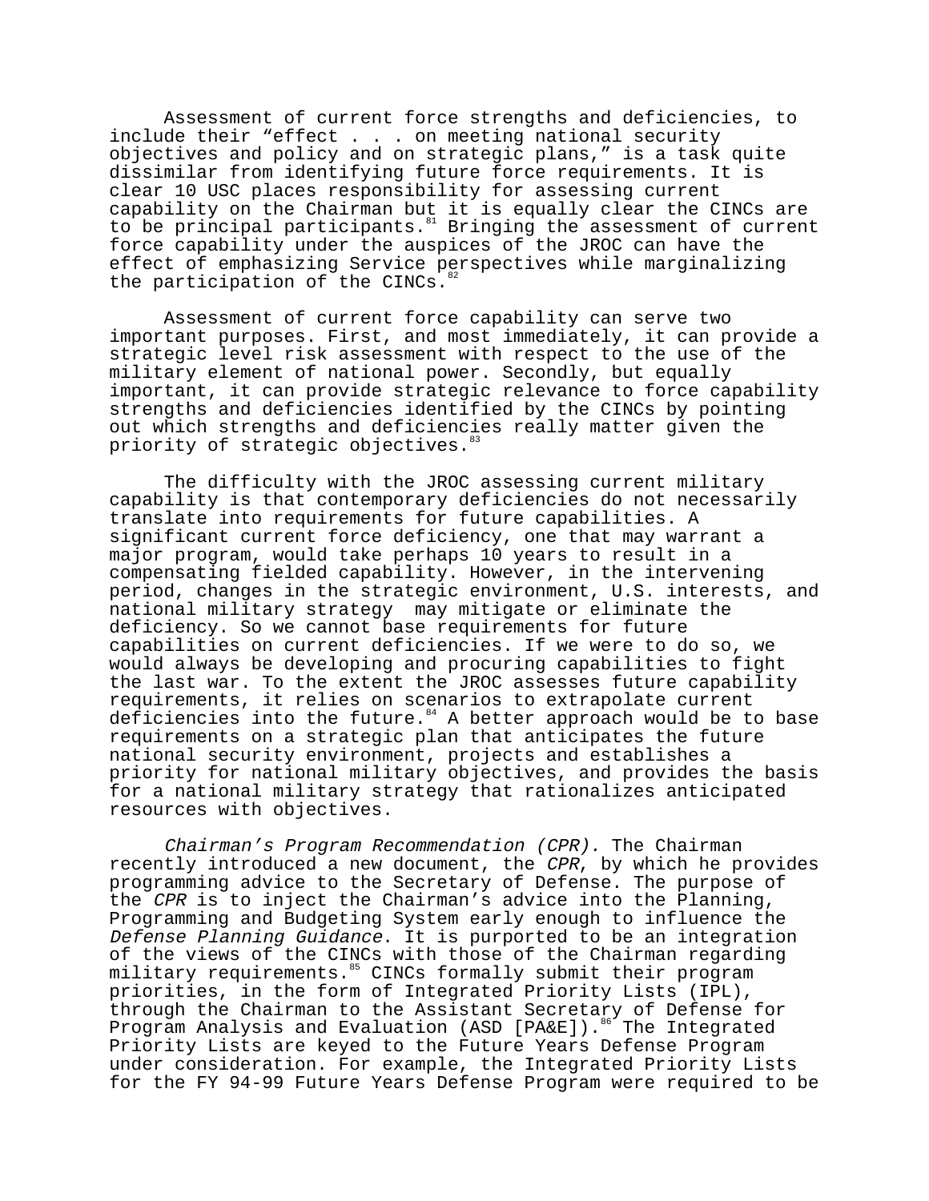Assessment of current force strengths and deficiencies, to include their "effect . . . on meeting national security objectives and policy and on strategic plans," is a task quite dissimilar from identifying future force requirements. It is clear 10 USC places responsibility for assessing current capability on the Chairman but it is equally clear the CINCs are to be principal participants.[81] Bringing the assessment of current force capability under the auspices of the JROC can have the effect of emphasizing Service perspectives while marginalizing the participation of the CINCs.[82]

Assessment of current force capability can serve two important purposes. First, and most immediately, it can provide a strategic level risk assessment with respect to the use of the military element of national power. Secondly, but equally important, it can provide strategic relevance to force capability strengths and deficiencies identified by the CINCs by pointing out which strengths and deficiencies really matter given the priority of strategic objectives.[83]

The difficulty with the JROC assessing current military capability is that contemporary deficiencies do not necessarily translate into requirements for future capabilities. A significant current force deficiency, one that may warrant a major program, would take perhaps 10 years to result in a compensating fielded capability. However, in the intervening period, changes in the strategic environment, U.S. interests, and national military strategy may mitigate or eliminate the deficiency. So we cannot base requirements for future capabilities on current deficiencies. If we were to do so, we would always be developing and procuring capabilities to fight the last war. To the extent the JROC assesses future capability requirements, it relies on scenarios to extrapolate current deficiencies into the future.[84] A better approach would be to base requirements on a strategic plan that anticipates the future national security environment, projects and establishes a priority for national military objectives, and provides the basis for a national military strategy that rationalizes anticipated resources with objectives.

*Chairman's Program Recommendation (CPR).* The Chairman recently introduced a new document, the *CPR*, by which he provides programming advice to the Secretary of Defense. The purpose of the *CPR* is to inject the Chairman's advice into the Planning, Programming and Budgeting System early enough to influence the *Defense Planning Guidance*. It is purported to be an integration of the views of the CINCs with those of the Chairman regarding military requirements.[85] CINCs formally submit their program priorities, in the form of Integrated Priority Lists (IPL), through the Chairman to the Assistant Secretary of Defense for Program Analysis and Evaluation (ASD [PA&E]).[86] The Integrated Priority Lists are keyed to the Future Years Defense Program under consideration. For example, the Integrated Priority Lists for the FY 94-99 Future Years Defense Program were required to be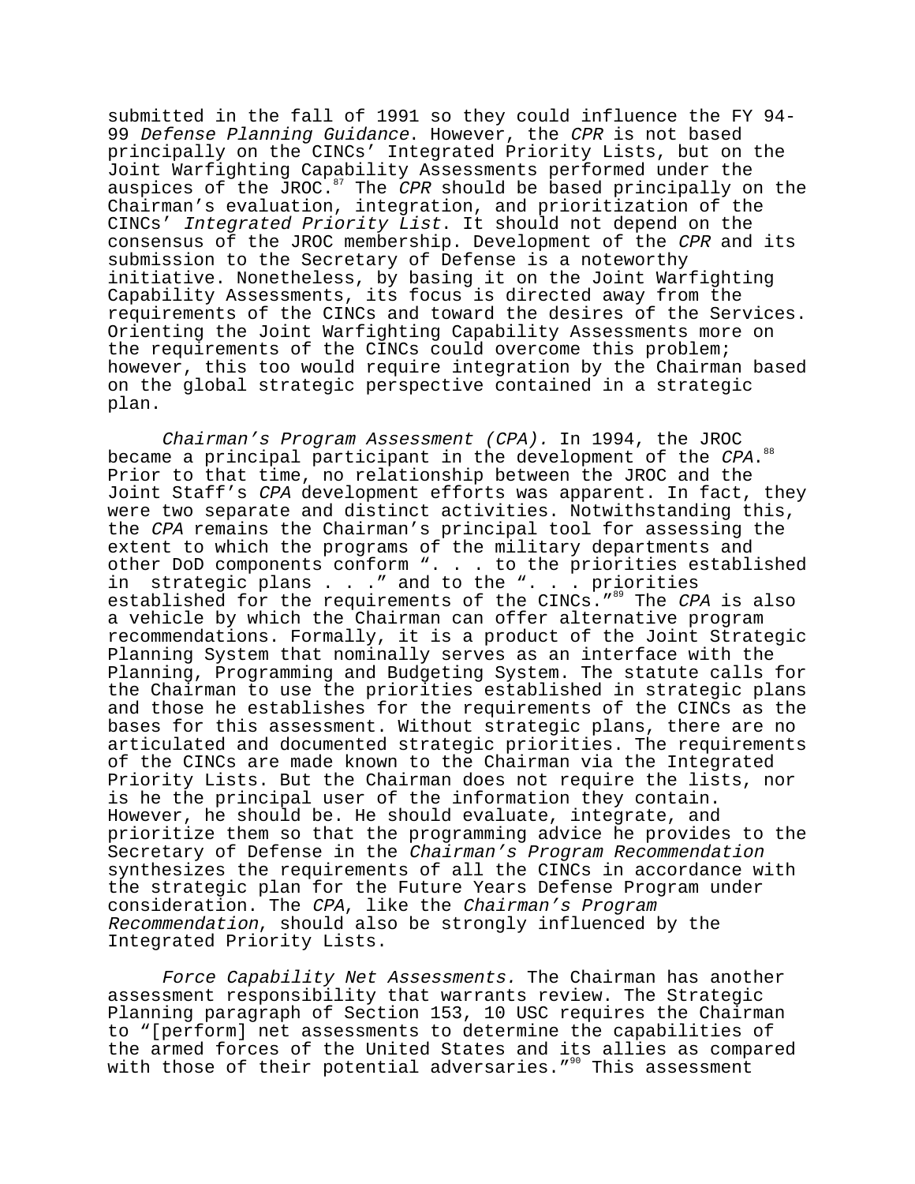submitted in the fall of 1991 so they could influence the FY 94-99 *Defense Planning Guidance*. However, the *CPR* is not based principally on the CINCs' Integrated Priority Lists, but on the Joint Warfighting Capability Assessments performed under the auspices of the JROC.[87] The *CPR* should be based principally on the Chairman's evaluation, integration, and prioritization of the CINCs' *Integrated Priority List*. It should not depend on the consensus of the JROC membership. Development of the *CPR* and its submission to the Secretary of Defense is a noteworthy initiative. Nonetheless, by basing it on the Joint Warfighting Capability Assessments, its focus is directed away from the requirements of the CINCs and toward the desires of the Services. Orienting the Joint Warfighting Capability Assessments more on the requirements of the CINCs could overcome this problem; however, this too would require integration by the Chairman based on the global strategic perspective contained in a strategic plan.

*Chairman's Program Assessment (CPA).* In 1994, the JROC became a principal participant in the development of the *CPA*.[88] Prior to that time, no relationship between the JROC and the Joint Staff's *CPA* development efforts was apparent. In fact, they were two separate and distinct activities. Notwithstanding this, the *CPA* remains the Chairman's principal tool for assessing the extent to which the programs of the military departments and other DoD components conform ". . . to the priorities established in strategic plans . . ." and to the ". . . priorities established for the requirements of the CINCs."[89] The *CPA* is also a vehicle by which the Chairman can offer alternative program recommendations. Formally, it is a product of the Joint Strategic Planning System that nominally serves as an interface with the Planning, Programming and Budgeting System. The statute calls for the Chairman to use the priorities established in strategic plans and those he establishes for the requirements of the CINCs as the bases for this assessment. Without strategic plans, there are no articulated and documented strategic priorities. The requirements of the CINCs are made known to the Chairman via the Integrated Priority Lists. But the Chairman does not require the lists, nor is he the principal user of the information they contain. However, he should be. He should evaluate, integrate, and prioritize them so that the programming advice he provides to the Secretary of Defense in the *Chairman's Program Recommendation* synthesizes the requirements of all the CINCs in accordance with the strategic plan for the Future Years Defense Program under consideration. The *CPA*, like the *Chairman's Program Recommendation*, should also be strongly influenced by the Integrated Priority Lists.

*Force Capability Net Assessments.* The Chairman has another assessment responsibility that warrants review. The Strategic Planning paragraph of Section 153, 10 USC requires the Chairman to "[perform] net assessments to determine the capabilities of the armed forces of the United States and its allies as compared with those of their potential adversaries."[90] This assessment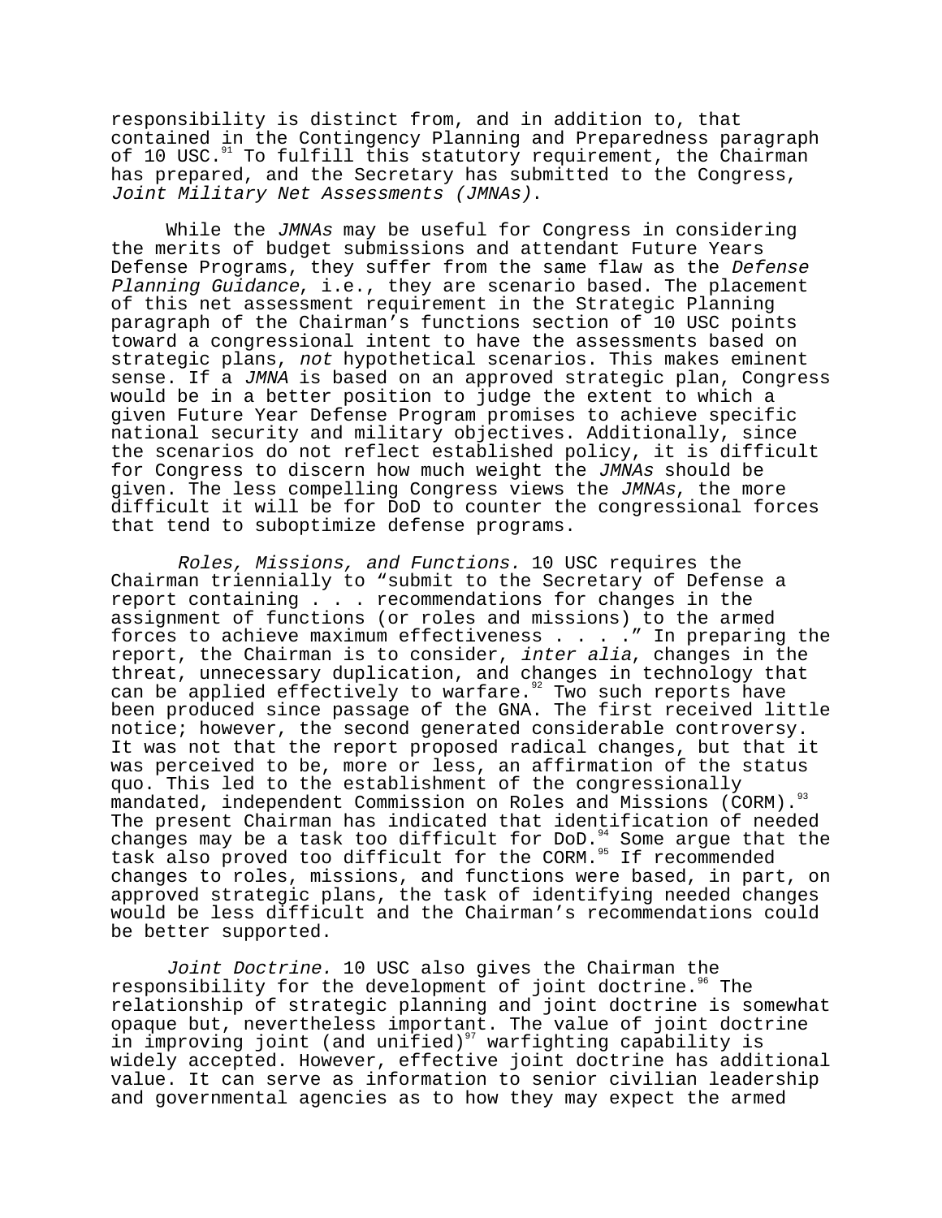responsibility is distinct from, and in addition to, that contained in the Contingency Planning and Preparedness paragraph of 10 USC.[91] To fulfill this statutory requirement, the Chairman has prepared, and the Secretary has submitted to the Congress, *Joint Military Net Assessments (JMNAs)*.

While the *JMNAs* may be useful for Congress in considering the merits of budget submissions and attendant Future Years Defense Programs, they suffer from the same flaw as the *Defense Planning Guidance*, i.e., they are scenario based. The placement of this net assessment requirement in the Strategic Planning paragraph of the Chairman's functions section of 10 USC points toward a congressional intent to have the assessments based on strategic plans, *not* hypothetical scenarios. This makes eminent sense. If a *JMNA* is based on an approved strategic plan, Congress would be in a better position to judge the extent to which a given Future Year Defense Program promises to achieve specific national security and military objectives. Additionally, since the scenarios do not reflect established policy, it is difficult for Congress to discern how much weight the *JMNAs* should be given. The less compelling Congress views the *JMNAs*, the more difficult it will be for DoD to counter the congressional forces that tend to suboptimize defense programs.

*Roles, Missions, and Functions.* 10 USC requires the Chairman triennially to "submit to the Secretary of Defense a report containing . . . recommendations for changes in the assignment of functions (or roles and missions) to the armed forces to achieve maximum effectiveness . . . ." In preparing the report, the Chairman is to consider, *inter alia*, changes in the threat, unnecessary duplication, and changes in technology that can be applied effectively to warfare.[92] Two such reports have been produced since passage of the GNA. The first received little notice; however, the second generated considerable controversy. It was not that the report proposed radical changes, but that it was perceived to be, more or less, an affirmation of the status quo. This led to the establishment of the congressionally mandated, independent Commission on Roles and Missions (CORM).[93] The present Chairman has indicated that identification of needed changes may be a task too difficult for DoD.[94] Some argue that the task also proved too difficult for the CORM.[95] If recommended changes to roles, missions, and functions were based, in part, on approved strategic plans, the task of identifying needed changes would be less difficult and the Chairman's recommendations could be better supported.

*Joint Doctrine.* 10 USC also gives the Chairman the responsibility for the development of joint doctrine.[96] The relationship of strategic planning and joint doctrine is somewhat opaque but, nevertheless important. The value of joint doctrine in improving joint (and unified)[97] warfighting capability is widely accepted. However, effective joint doctrine has additional value. It can serve as information to senior civilian leadership and governmental agencies as to how they may expect the armed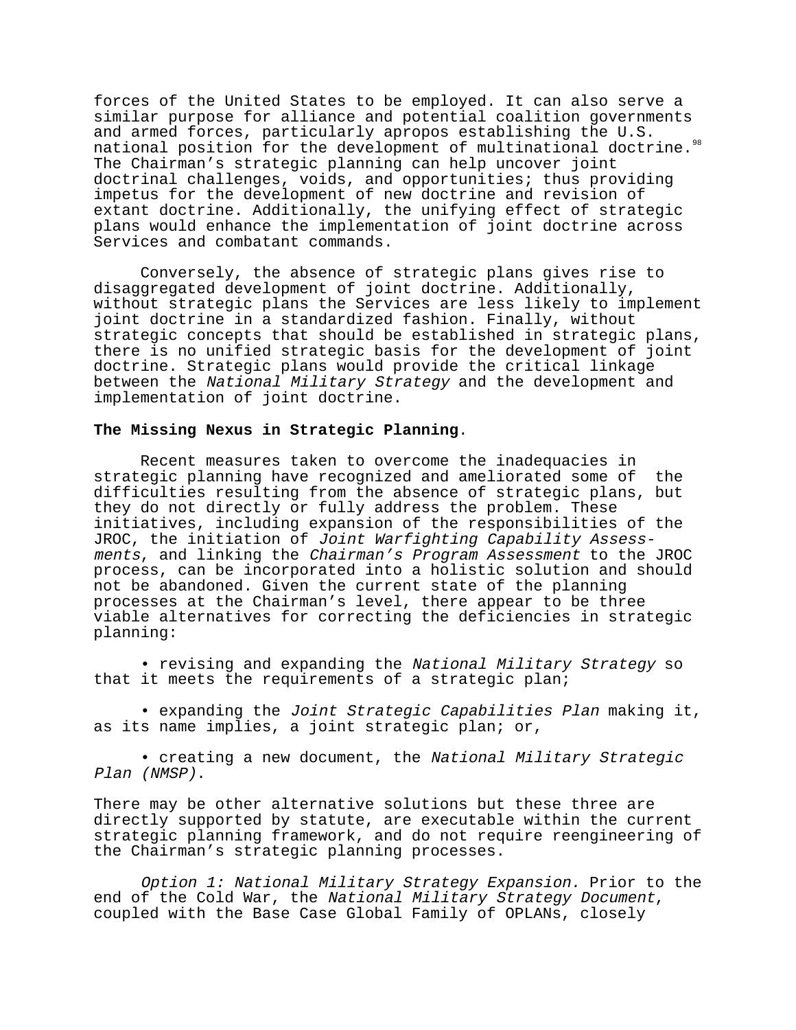forces of the United States to be employed. It can also serve a similar purpose for alliance and potential coalition governments and armed forces, particularly apropos establishing the U.S. national position for the development of multinational doctrine.[98] The Chairman's strategic planning can help uncover joint doctrinal challenges, voids, and opportunities; thus providing impetus for the development of new doctrine and revision of extant doctrine. Additionally, the unifying effect of strategic plans would enhance the implementation of joint doctrine across Services and combatant commands.

Conversely, the absence of strategic plans gives rise to disaggregated development of joint doctrine. Additionally, without strategic plans the Services are less likely to implement joint doctrine in a standardized fashion. Finally, without strategic concepts that should be established in strategic plans, there is no unified strategic basis for the development of joint doctrine. Strategic plans would provide the critical linkage between the *National Military Strategy* and the development and implementation of joint doctrine.

**The Missing Nexus in Strategic Planning**.

Recent measures taken to overcome the inadequacies in strategic planning have recognized and ameliorated some of the difficulties resulting from the absence of strategic plans, but they do not directly or fully address the problem. These initiatives, including expansion of the responsibilities of the JROC, the initiation of *Joint Warfighting Capability Assessments*, and linking the *Chairman's Program Assessment* to the JROC process, can be incorporated into a holistic solution and should not be abandoned. Given the current state of the planning processes at the Chairman's level, there appear to be three viable alternatives for correcting the deficiencies in strategic planning:

- revising and expanding the *National Military Strategy* so that it meets the requirements of a strategic plan;
- expanding the *Joint Strategic Capabilities Plan* making it, as its name implies, a joint strategic plan; or,
- creating a new document, the *National Military Strategic Plan (NMSP)*.

There may be other alternative solutions but these three are directly supported by statute, are executable within the current strategic planning framework, and do not require reengineering of the Chairman's strategic planning processes.

*Option 1: National Military Strategy Expansion.* Prior to the end of the Cold War, the *National Military Strategy Document*, coupled with the Base Case Global Family of OPLANs, closely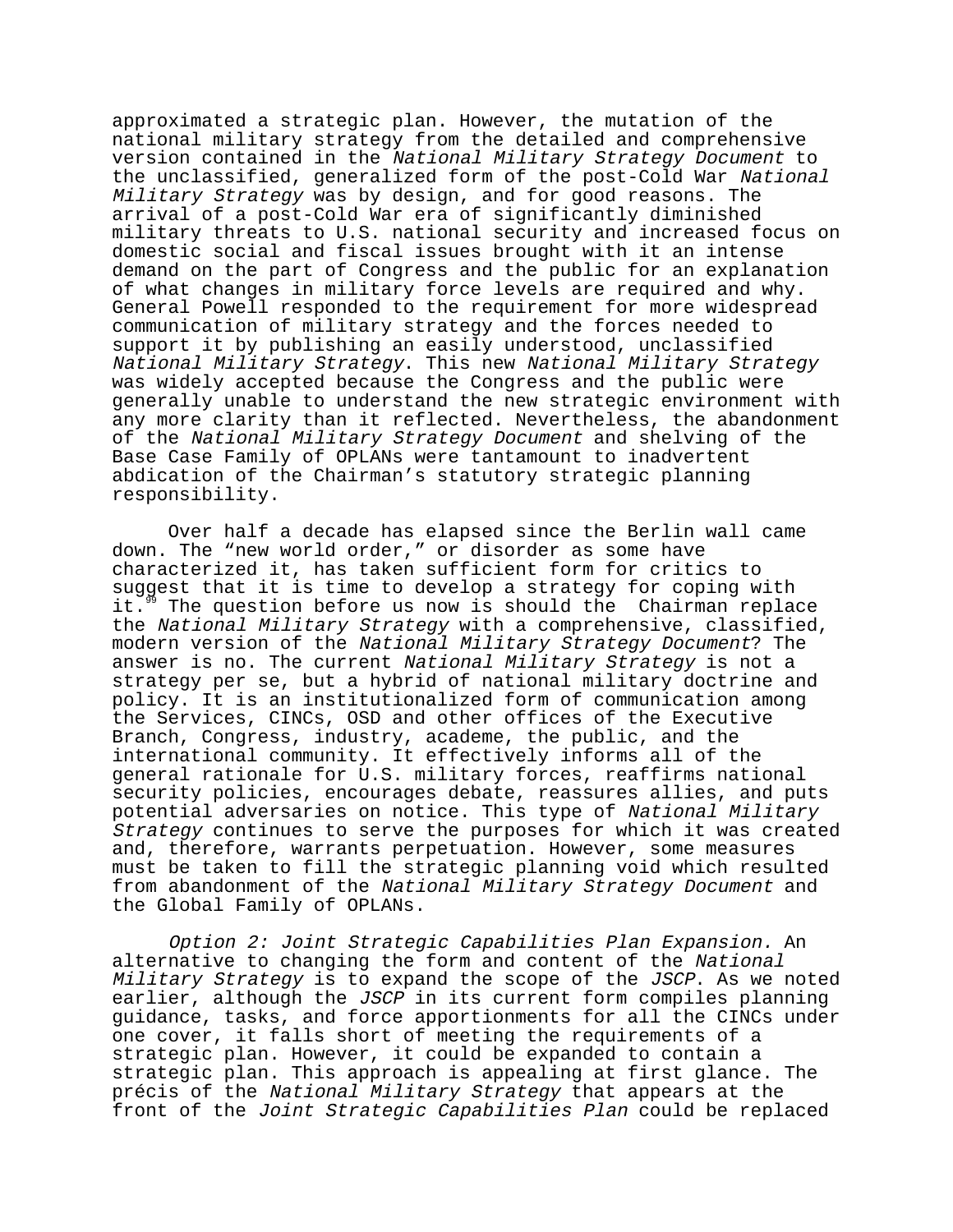approximated a strategic plan. However, the mutation of the national military strategy from the detailed and comprehensive version contained in the *National Military Strategy Document* to the unclassified, generalized form of the post-Cold War *National Military Strategy* was by design, and for good reasons. The arrival of a post-Cold War era of significantly diminished military threats to U.S. national security and increased focus on domestic social and fiscal issues brought with it an intense demand on the part of Congress and the public for an explanation of what changes in military force levels are required and why. General Powell responded to the requirement for more widespread communication of military strategy and the forces needed to support it by publishing an easily understood, unclassified *National Military Strategy*. This new *National Military Strategy* was widely accepted because the Congress and the public were generally unable to understand the new strategic environment with any more clarity than it reflected. Nevertheless, the abandonment of the *National Military Strategy Document* and shelving of the Base Case Family of OPLANs were tantamount to inadvertent abdication of the Chairman's statutory strategic planning responsibility.

Over half a decade has elapsed since the Berlin wall came down. The "new world order," or disorder as some have characterized it, has taken sufficient form for critics to suggest that it is time to develop a strategy for coping with it.[99] The question before us now is should the Chairman replace the *National Military Strategy* with a comprehensive, classified, modern version of the *National Military Strategy Document*? The answer is no. The current *National Military Strategy* is not a strategy per se, but a hybrid of national military doctrine and policy. It is an institutionalized form of communication among the Services, CINCs, OSD and other offices of the Executive Branch, Congress, industry, academe, the public, and the international community. It effectively informs all of the general rationale for U.S. military forces, reaffirms national security policies, encourages debate, reassures allies, and puts potential adversaries on notice. This type of *National Military Strategy* continues to serve the purposes for which it was created and, therefore, warrants perpetuation. However, some measures must be taken to fill the strategic planning void which resulted from abandonment of the *National Military Strategy Document* and the Global Family of OPLANs.

*Option 2: Joint Strategic Capabilities Plan Expansion.* An alternative to changing the form and content of the *National Military Strategy* is to expand the scope of the *JSCP*. As we noted earlier, although the *JSCP* in its current form compiles planning guidance, tasks, and force apportionments for all the CINCs under one cover, it falls short of meeting the requirements of a strategic plan. However, it could be expanded to contain a strategic plan. This approach is appealing at first glance. The précis of the *National Military Strategy* that appears at the front of the *Joint Strategic Capabilities Plan* could be replaced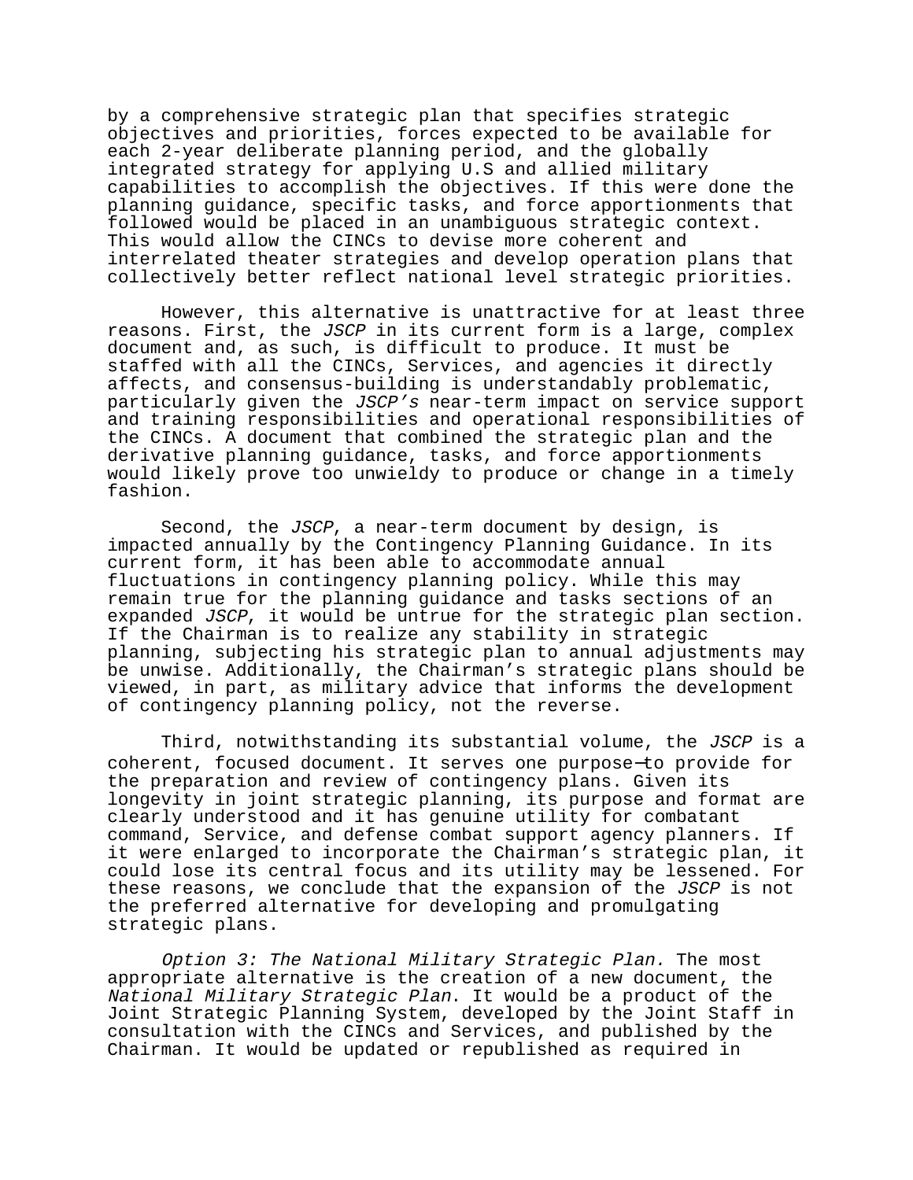by a comprehensive strategic plan that specifies strategic objectives and priorities, forces expected to be available for each 2-year deliberate planning period, and the globally integrated strategy for applying U.S and allied military capabilities to accomplish the objectives. If this were done the planning guidance, specific tasks, and force apportionments that followed would be placed in an unambiguous strategic context. This would allow the CINCs to devise more coherent and interrelated theater strategies and develop operation plans that collectively better reflect national level strategic priorities.

However, this alternative is unattractive for at least three reasons. First, the *JSCP* in its current form is a large, complex document and, as such, is difficult to produce. It must be staffed with all the CINCs, Services, and agencies it directly affects, and consensus-building is understandably problematic, particularly given the *JSCP's* near-term impact on service support and training responsibilities and operational responsibilities of the CINCs. A document that combined the strategic plan and the derivative planning guidance, tasks, and force apportionments would likely prove too unwieldy to produce or change in a timely fashion.

Second, the *JSCP*, a near-term document by design, is impacted annually by the Contingency Planning Guidance. In its current form, it has been able to accommodate annual fluctuations in contingency planning policy. While this may remain true for the planning guidance and tasks sections of an expanded *JSCP*, it would be untrue for the strategic plan section. If the Chairman is to realize any stability in strategic planning, subjecting his strategic plan to annual adjustments may be unwise. Additionally, the Chairman's strategic plans should be viewed, in part, as military advice that informs the development of contingency planning policy, not the reverse.

Third, notwithstanding its substantial volume, the *JSCP* is a coherent, focused document. It serves one purpose—to provide for the preparation and review of contingency plans. Given its longevity in joint strategic planning, its purpose and format are clearly understood and it has genuine utility for combatant command, Service, and defense combat support agency planners. If it were enlarged to incorporate the Chairman's strategic plan, it could lose its central focus and its utility may be lessened. For these reasons, we conclude that the expansion of the *JSCP* is not the preferred alternative for developing and promulgating strategic plans.

*Option 3: The National Military Strategic Plan.* The most appropriate alternative is the creation of a new document, the *National Military Strategic Plan*. It would be a product of the Joint Strategic Planning System, developed by the Joint Staff in consultation with the CINCs and Services, and published by the Chairman. It would be updated or republished as required in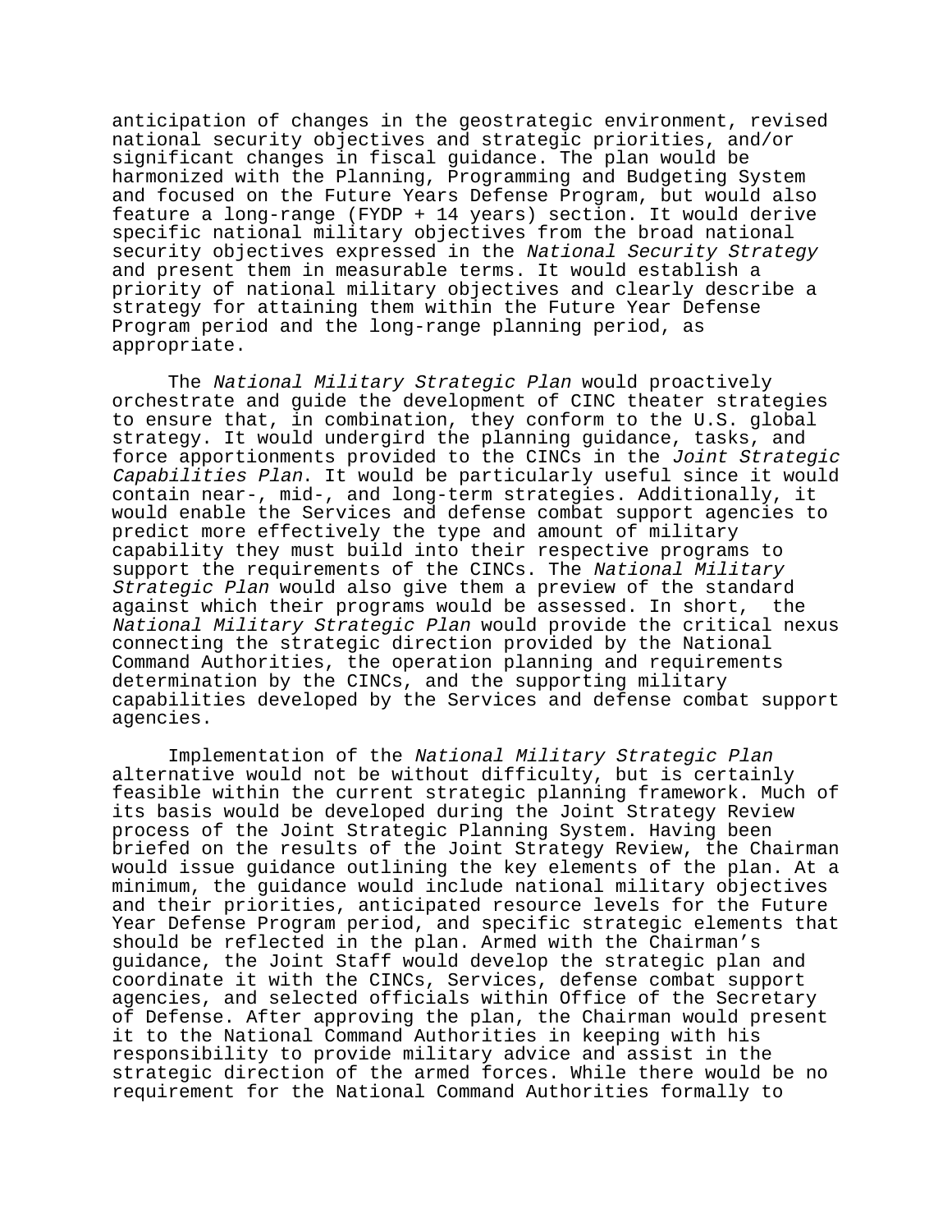anticipation of changes in the geostrategic environment, revised national security objectives and strategic priorities, and/or significant changes in fiscal guidance. The plan would be harmonized with the Planning, Programming and Budgeting System and focused on the Future Years Defense Program, but would also feature a long-range (FYDP + 14 years) section. It would derive specific national military objectives from the broad national security objectives expressed in the *National Security Strategy* and present them in measurable terms. It would establish a priority of national military objectives and clearly describe a strategy for attaining them within the Future Year Defense Program period and the long-range planning period, as appropriate.

The *National Military Strategic Plan* would proactively orchestrate and guide the development of CINC theater strategies to ensure that, in combination, they conform to the U.S. global strategy. It would undergird the planning guidance, tasks, and force apportionments provided to the CINCs in the *Joint Strategic Capabilities Plan*. It would be particularly useful since it would contain near-, mid-, and long-term strategies. Additionally, it would enable the Services and defense combat support agencies to predict more effectively the type and amount of military capability they must build into their respective programs to support the requirements of the CINCs. The *National Military Strategic Plan* would also give them a preview of the standard against which their programs would be assessed. In short, the *National Military Strategic Plan* would provide the critical nexus connecting the strategic direction provided by the National Command Authorities, the operation planning and requirements determination by the CINCs, and the supporting military capabilities developed by the Services and defense combat support agencies.

Implementation of the *National Military Strategic Plan* alternative would not be without difficulty, but is certainly feasible within the current strategic planning framework. Much of its basis would be developed during the Joint Strategy Review process of the Joint Strategic Planning System. Having been briefed on the results of the Joint Strategy Review, the Chairman would issue guidance outlining the key elements of the plan. At a minimum, the guidance would include national military objectives and their priorities, anticipated resource levels for the Future Year Defense Program period, and specific strategic elements that should be reflected in the plan. Armed with the Chairman's guidance, the Joint Staff would develop the strategic plan and coordinate it with the CINCs, Services, defense combat support agencies, and selected officials within Office of the Secretary of Defense. After approving the plan, the Chairman would present it to the National Command Authorities in keeping with his responsibility to provide military advice and assist in the strategic direction of the armed forces. While there would be no requirement for the National Command Authorities formally to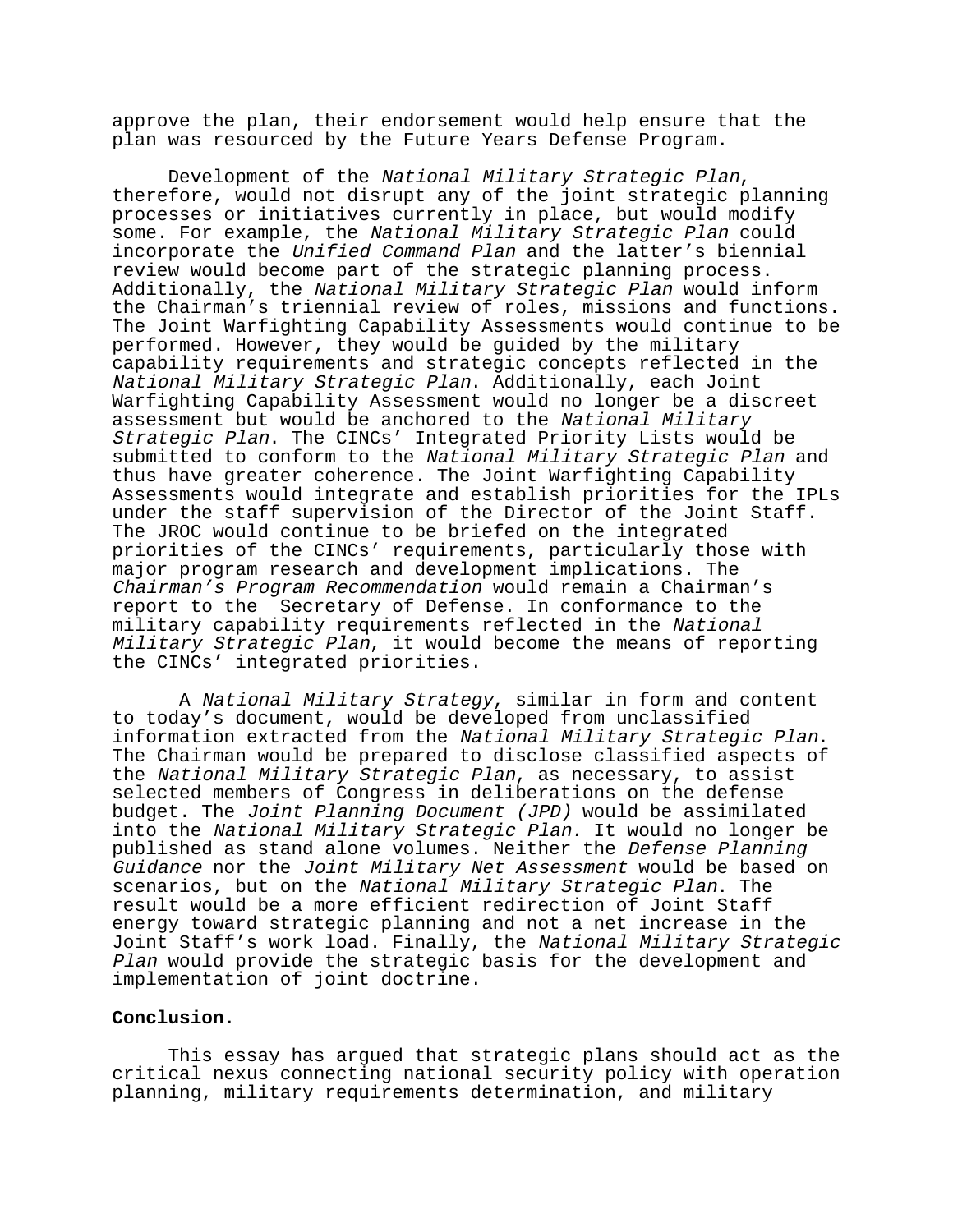approve the plan, their endorsement would help ensure that the plan was resourced by the Future Years Defense Program.

Development of the *National Military Strategic Plan*, therefore, would not disrupt any of the joint strategic planning processes or initiatives currently in place, but would modify some. For example, the *National Military Strategic Plan* could incorporate the *Unified Command Plan* and the latter's biennial review would become part of the strategic planning process. Additionally, the *National Military Strategic Plan* would inform the Chairman's triennial review of roles, missions and functions. The Joint Warfighting Capability Assessments would continue to be performed. However, they would be guided by the military capability requirements and strategic concepts reflected in the *National Military Strategic Plan*. Additionally, each Joint Warfighting Capability Assessment would no longer be a discreet assessment but would be anchored to the *National Military Strategic Plan*. The CINCs' Integrated Priority Lists would be submitted to conform to the *National Military Strategic Plan* and thus have greater coherence. The Joint Warfighting Capability Assessments would integrate and establish priorities for the IPLs under the staff supervision of the Director of the Joint Staff. The JROC would continue to be briefed on the integrated priorities of the CINCs' requirements, particularly those with major program research and development implications. The *Chairman's Program Recommendation* would remain a Chairman's report to the Secretary of Defense. In conformance to the military capability requirements reflected in the *National Military Strategic Plan*, it would become the means of reporting the CINCs' integrated priorities.

A *National Military Strategy*, similar in form and content to today's document, would be developed from unclassified information extracted from the *National Military Strategic Plan*. The Chairman would be prepared to disclose classified aspects of the *National Military Strategic Plan*, as necessary, to assist selected members of Congress in deliberations on the defense budget. The *Joint Planning Document (JPD)* would be assimilated into the *National Military Strategic Plan.* It would no longer be published as stand alone volumes. Neither the *Defense Planning Guidance* nor the *Joint Military Net Assessment* would be based on scenarios, but on the *National Military Strategic Plan*. The result would be a more efficient redirection of Joint Staff energy toward strategic planning and not a net increase in the Joint Staff's work load. Finally, the *National Military Strategic Plan* would provide the strategic basis for the development and implementation of joint doctrine.

**Conclusion**.

This essay has argued that strategic plans should act as the critical nexus connecting national security policy with operation planning, military requirements determination, and military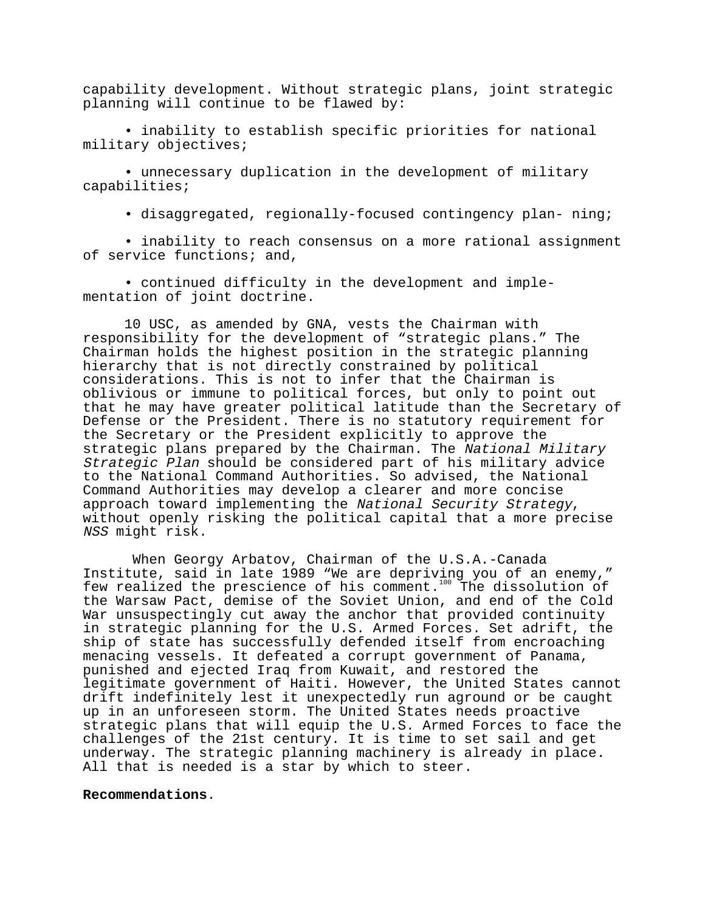capability development. Without strategic plans, joint strategic planning will continue to be flawed by:

- inability to establish specific priorities for national military objectives;
- unnecessary duplication in the development of military capabilities;
- disaggregated, regionally-focused contingency plan- ning;
- inability to reach consensus on a more rational assignment of service functions; and,
- continued difficulty in the development and implementation of joint doctrine.

10 USC, as amended by GNA, vests the Chairman with responsibility for the development of "strategic plans." The Chairman holds the highest position in the strategic planning hierarchy that is not directly constrained by political considerations. This is not to infer that the Chairman is oblivious or immune to political forces, but only to point out that he may have greater political latitude than the Secretary of Defense or the President. There is no statutory requirement for the Secretary or the President explicitly to approve the strategic plans prepared by the Chairman. The *National Military Strategic Plan* should be considered part of his military advice to the National Command Authorities. So advised, the National Command Authorities may develop a clearer and more concise approach toward implementing the *National Security Strategy*, without openly risking the political capital that a more precise *NSS* might risk.

When Georgy Arbatov, Chairman of the U.S.A.-Canada Institute, said in late 1989 "We are depriving you of an enemy," few realized the prescience of his comment.[100] The dissolution of the Warsaw Pact, demise of the Soviet Union, and end of the Cold War unsuspectingly cut away the anchor that provided continuity in strategic planning for the U.S. Armed Forces. Set adrift, the ship of state has successfully defended itself from encroaching menacing vessels. It defeated a corrupt government of Panama, punished and ejected Iraq from Kuwait, and restored the legitimate government of Haiti. However, the United States cannot drift indefinitely lest it unexpectedly run aground or be caught up in an unforeseen storm. The United States needs proactive strategic plans that will equip the U.S. Armed Forces to face the challenges of the 21st century. It is time to set sail and get underway. The strategic planning machinery is already in place. All that is needed is a star by which to steer.

**Recommendations**.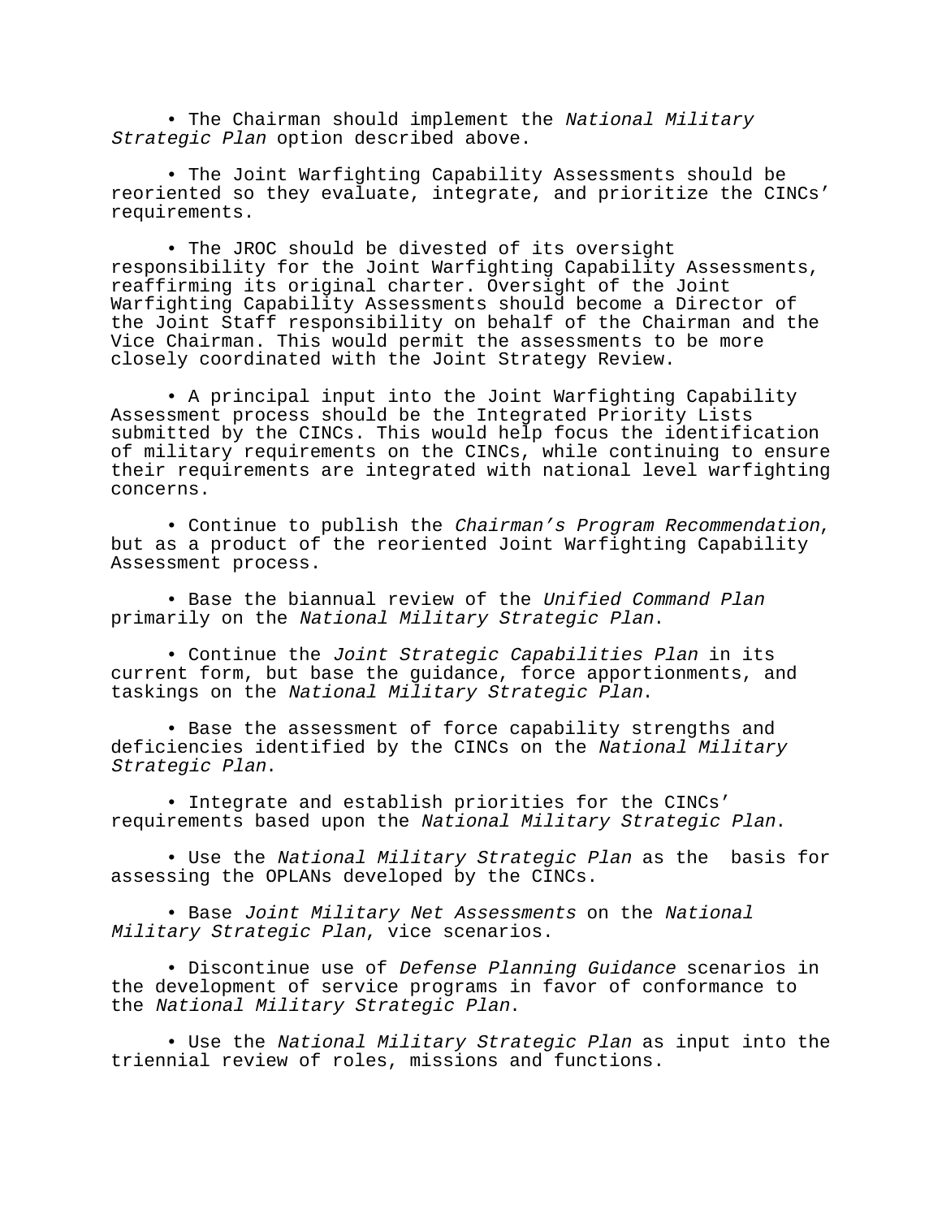- The Chairman should implement the *National Military Strategic Plan* option described above.

- The Joint Warfighting Capability Assessments should be reoriented so they evaluate, integrate, and prioritize the CINCs' requirements.

- The JROC should be divested of its oversight responsibility for the Joint Warfighting Capability Assessments, reaffirming its original charter. Oversight of the Joint Warfighting Capability Assessments should become a Director of the Joint Staff responsibility on behalf of the Chairman and the Vice Chairman. This would permit the assessments to be more closely coordinated with the Joint Strategy Review.

- A principal input into the Joint Warfighting Capability Assessment process should be the Integrated Priority Lists submitted by the CINCs. This would help focus the identification of military requirements on the CINCs, while continuing to ensure their requirements are integrated with national level warfighting concerns.

- Continue to publish the *Chairman's Program Recommendation*, but as a product of the reoriented Joint Warfighting Capability Assessment process.

- Base the biannual review of the *Unified Command Plan* primarily on the *National Military Strategic Plan*.

- Continue the *Joint Strategic Capabilities Plan* in its current form, but base the guidance, force apportionments, and taskings on the *National Military Strategic Plan*.

- Base the assessment of force capability strengths and deficiencies identified by the CINCs on the *National Military Strategic Plan*.

- Integrate and establish priorities for the CINCs' requirements based upon the *National Military Strategic Plan*.

- Use the *National Military Strategic Plan* as the basis for assessing the OPLANs developed by the CINCs.

- Base *Joint Military Net Assessments* on the *National Military Strategic Plan*, vice scenarios.

- Discontinue use of *Defense Planning Guidance* scenarios in the development of service programs in favor of conformance to the *National Military Strategic Plan*.

- Use the *National Military Strategic Plan* as input into the triennial review of roles, missions and functions.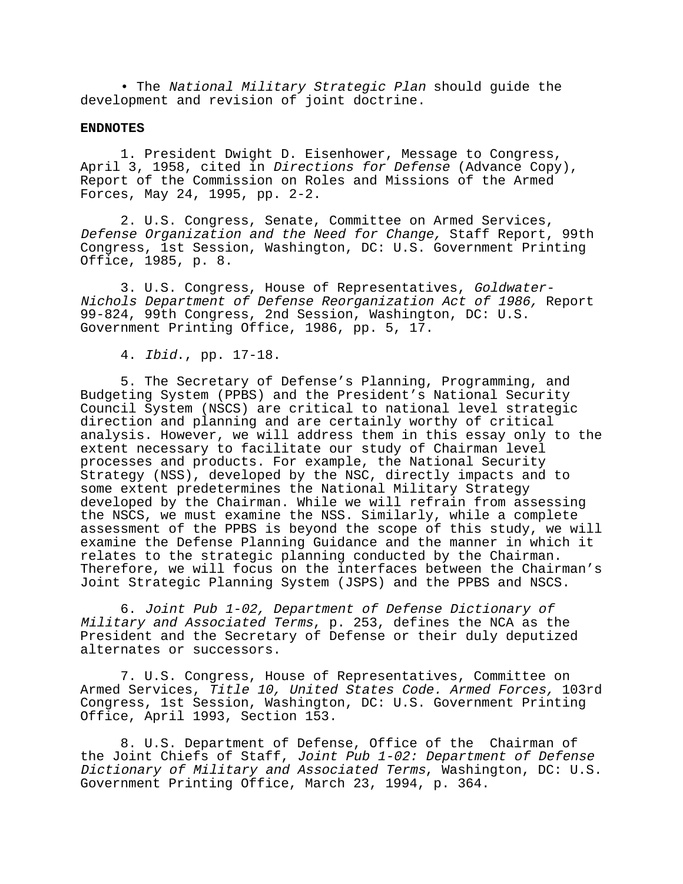- The *National Military Strategic Plan* should guide the development and revision of joint doctrine.

**ENDNOTES**

1. President Dwight D. Eisenhower, Message to Congress, April 3, 1958, cited in *Directions for Defense* (Advance Copy), Report of the Commission on Roles and Missions of the Armed Forces, May 24, 1995, pp. 2-2.

2. U.S. Congress, Senate, Committee on Armed Services, *Defense Organization and the Need for Change,* Staff Report, 99th Congress, 1st Session, Washington, DC: U.S. Government Printing Office, 1985, p. 8.

3. U.S. Congress, House of Representatives, *Goldwater-Nichols Department of Defense Reorganization Act of 1986,* Report 99-824, 99th Congress, 2nd Session, Washington, DC: U.S. Government Printing Office, 1986, pp. 5, 17.

4. *Ibid*., pp. 17-18.

5. The Secretary of Defense's Planning, Programming, and Budgeting System (PPBS) and the President's National Security Council System (NSCS) are critical to national level strategic direction and planning and are certainly worthy of critical analysis. However, we will address them in this essay only to the extent necessary to facilitate our study of Chairman level processes and products. For example, the National Security Strategy (NSS), developed by the NSC, directly impacts and to some extent predetermines the National Military Strategy developed by the Chairman. While we will refrain from assessing the NSCS, we must examine the NSS. Similarly, while a complete assessment of the PPBS is beyond the scope of this study, we will examine the Defense Planning Guidance and the manner in which it relates to the strategic planning conducted by the Chairman. Therefore, we will focus on the interfaces between the Chairman's Joint Strategic Planning System (JSPS) and the PPBS and NSCS.

6. *Joint Pub 1-02, Department of Defense Dictionary of Military and Associated Terms*, p. 253, defines the NCA as the President and the Secretary of Defense or their duly deputized alternates or successors.

7. U.S. Congress, House of Representatives, Committee on Armed Services, *Title 10, United States Code. Armed Forces,* 103rd Congress, 1st Session, Washington, DC: U.S. Government Printing Office, April 1993, Section 153.

8. U.S. Department of Defense, Office of the Chairman of the Joint Chiefs of Staff, *Joint Pub 1-02: Department of Defense Dictionary of Military and Associated Terms*, Washington, DC: U.S. Government Printing Office, March 23, 1994, p. 364.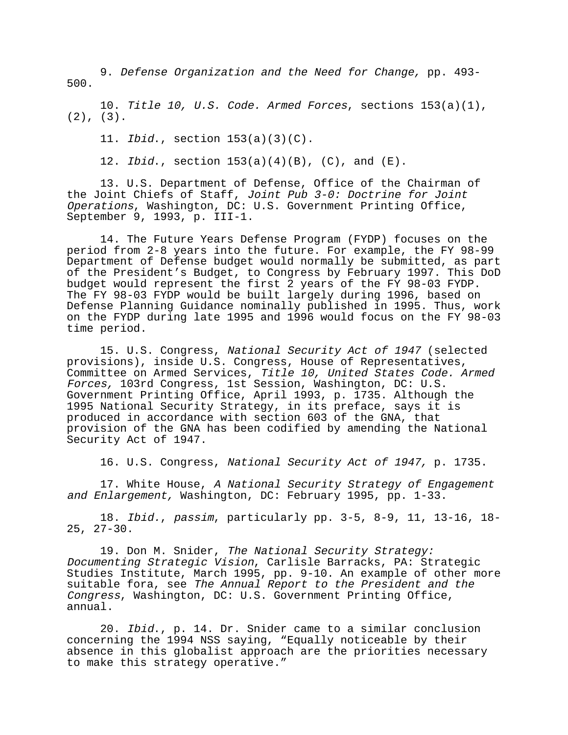9. *Defense Organization and the Need for Change,* pp. 493-500.

10. *Title 10, U.S. Code. Armed Forces*, sections 153(a)(1), (2), (3).

11. *Ibid*., section 153(a)(3)(C).

12. *Ibid*., section 153(a)(4)(B), (C), and (E).

13. U.S. Department of Defense, Office of the Chairman of the Joint Chiefs of Staff, *Joint Pub 3-0: Doctrine for Joint Operations*, Washington, DC: U.S. Government Printing Office, September 9, 1993, p. III-1.

14. The Future Years Defense Program (FYDP) focuses on the period from 2-8 years into the future. For example, the FY 98-99 Department of Defense budget would normally be submitted, as part of the President's Budget, to Congress by February 1997. This DoD budget would represent the first 2 years of the FY 98-03 FYDP. The FY 98-03 FYDP would be built largely during 1996, based on Defense Planning Guidance nominally published in 1995. Thus, work on the FYDP during late 1995 and 1996 would focus on the FY 98-03 time period.

15. U.S. Congress, *National Security Act of 1947* (selected provisions), inside U.S. Congress, House of Representatives, Committee on Armed Services, *Title 10, United States Code. Armed Forces,* 103rd Congress, 1st Session, Washington, DC: U.S. Government Printing Office, April 1993, p. 1735. Although the 1995 National Security Strategy, in its preface, says it is produced in accordance with section 603 of the GNA, that provision of the GNA has been codified by amending the National Security Act of 1947.

16. U.S. Congress, *National Security Act of 1947,* p. 1735.

17. White House, *A National Security Strategy of Engagement and Enlargement,* Washington, DC: February 1995, pp. 1-33.

18. *Ibid.*, *passim*, particularly pp. 3-5, 8-9, 11, 13-16, 18-25, 27-30.

19. Don M. Snider, *The National Security Strategy: Documenting Strategic Vision*, Carlisle Barracks, PA: Strategic Studies Institute, March 1995, pp. 9-10. An example of other more suitable fora, see *The Annual Report to the President and the Congress*, Washington, DC: U.S. Government Printing Office, annual.

20. *Ibid*., p. 14. Dr. Snider came to a similar conclusion concerning the 1994 NSS saying, "Equally noticeable by their absence in this globalist approach are the priorities necessary to make this strategy operative."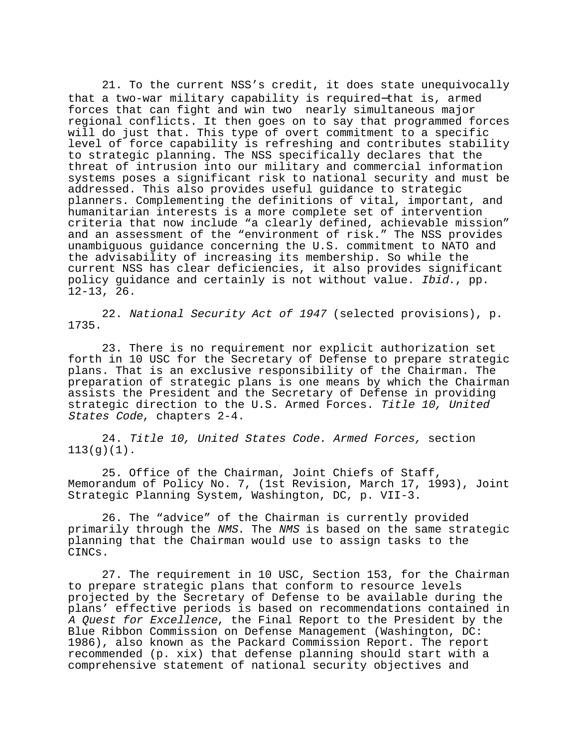21. To the current NSS's credit, it does state unequivocally that a two-war military capability is required—that is, armed forces that can fight and win two nearly simultaneous major regional conflicts. It then goes on to say that programmed forces will do just that. This type of overt commitment to a specific level of force capability is refreshing and contributes stability to strategic planning. The NSS specifically declares that the threat of intrusion into our military and commercial information systems poses a significant risk to national security and must be addressed. This also provides useful guidance to strategic planners. Complementing the definitions of vital, important, and humanitarian interests is a more complete set of intervention criteria that now include "a clearly defined, achievable mission" and an assessment of the "environment of risk." The NSS provides unambiguous guidance concerning the U.S. commitment to NATO and the advisability of increasing its membership. So while the current NSS has clear deficiencies, it also provides significant policy guidance and certainly is not without value. *Ibid*., pp. 12-13, 26.

22. *National Security Act of 1947* (selected provisions), p. 1735.

23. There is no requirement nor explicit authorization set forth in 10 USC for the Secretary of Defense to prepare strategic plans. That is an exclusive responsibility of the Chairman. The preparation of strategic plans is one means by which the Chairman assists the President and the Secretary of Defense in providing strategic direction to the U.S. Armed Forces. *Title 10, United States Code*, chapters 2-4.

24. *Title 10, United States Code. Armed Forces,* section 113(g)(1).

25. Office of the Chairman, Joint Chiefs of Staff, Memorandum of Policy No. 7, (1st Revision, March 17, 1993), Joint Strategic Planning System, Washington, DC, p. VII-3.

26. The "advice" of the Chairman is currently provided primarily through the *NMS*. The *NMS* is based on the same strategic planning that the Chairman would use to assign tasks to the CINCs.

27. The requirement in 10 USC, Section 153, for the Chairman to prepare strategic plans that conform to resource levels projected by the Secretary of Defense to be available during the plans' effective periods is based on recommendations contained in *A Quest for Excellence*, the Final Report to the President by the Blue Ribbon Commission on Defense Management (Washington, DC: 1986), also known as the Packard Commission Report. The report recommended (p. xix) that defense planning should start with a comprehensive statement of national security objectives and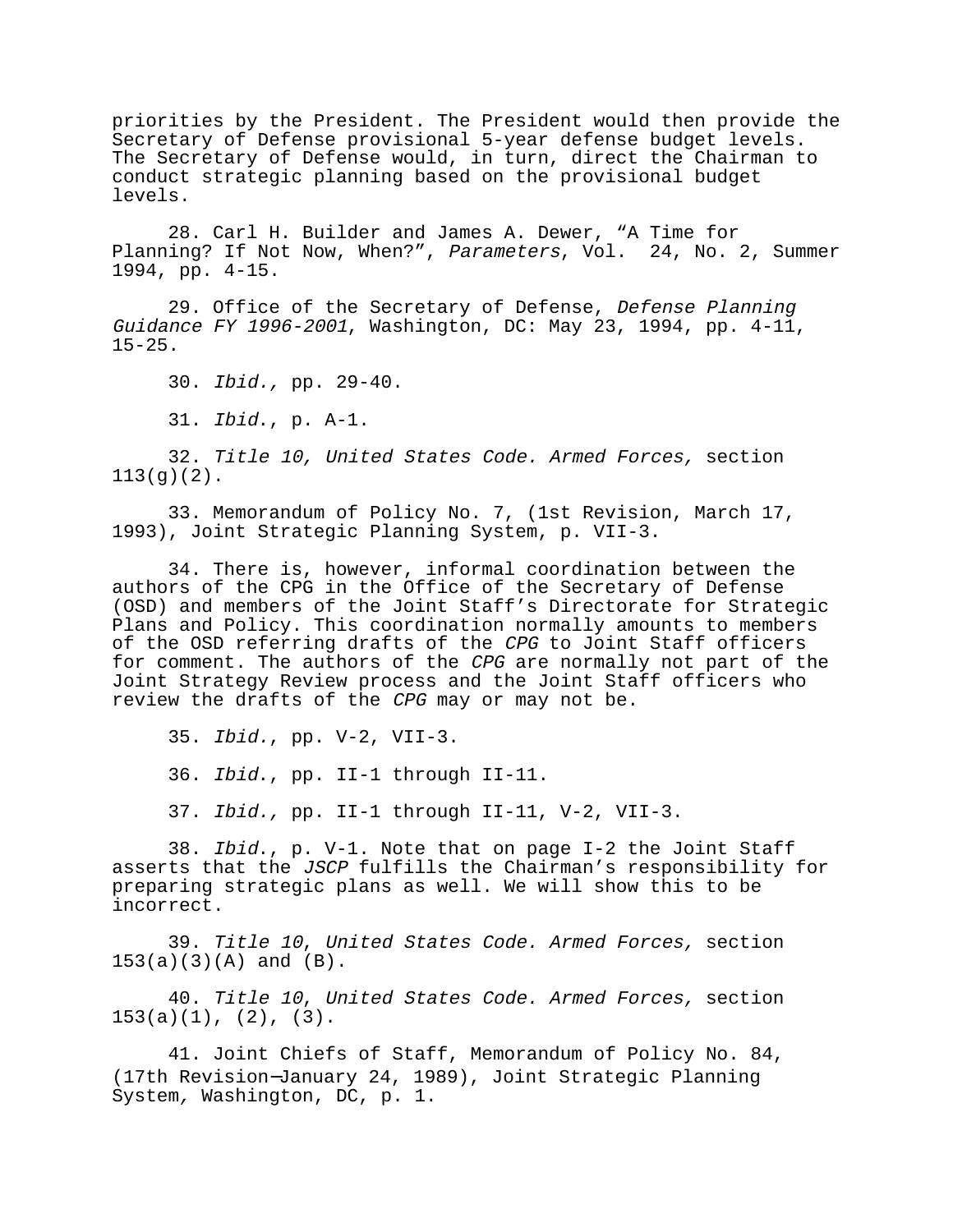priorities by the President. The President would then provide the Secretary of Defense provisional 5-year defense budget levels. The Secretary of Defense would, in turn, direct the Chairman to conduct strategic planning based on the provisional budget levels.

28. Carl H. Builder and James A. Dewer, “A Time for Planning? If Not Now, When?”, *Parameters*, Vol. 24, No. 2, Summer 1994, pp. 4-15.

29. Office of the Secretary of Defense, *Defense Planning Guidance FY 1996-2001*, Washington, DC: May 23, 1994, pp. 4-11, 15-25.

30. *Ibid.,* pp. 29-40.

31. *Ibid.*, p. A-1.

32. *Title 10, United States Code. Armed Forces,* section 113(g)(2).

33. Memorandum of Policy No. 7, (1st Revision, March 17, 1993), Joint Strategic Planning System, p. VII-3.

34. There is, however, informal coordination between the authors of the CPG in the Office of the Secretary of Defense (OSD) and members of the Joint Staff’s Directorate for Strategic Plans and Policy. This coordination normally amounts to members of the OSD referring drafts of the *CPG* to Joint Staff officers for comment. The authors of the *CPG* are normally not part of the Joint Strategy Review process and the Joint Staff officers who review the drafts of the *CPG* may or may not be.

35. *Ibid.*, pp. V-2, VII-3.

36. *Ibid.*, pp. II-1 through II-11.

37. *Ibid.,* pp. II-1 through II-11, V-2, VII-3.

38. *Ibid.*, p. V-1. Note that on page I-2 the Joint Staff asserts that the *JSCP* fulfills the Chairman’s responsibility for preparing strategic plans as well. We will show this to be incorrect.

39. *Title 10, United States Code. Armed Forces,* section 153(a)(3)(A) and (B).

40. *Title 10, United States Code. Armed Forces,* section 153(a)(1), (2), (3).

41. Joint Chiefs of Staff, Memorandum of Policy No. 84, (17th Revision—January 24, 1989), Joint Strategic Planning System, Washington, DC, p. 1.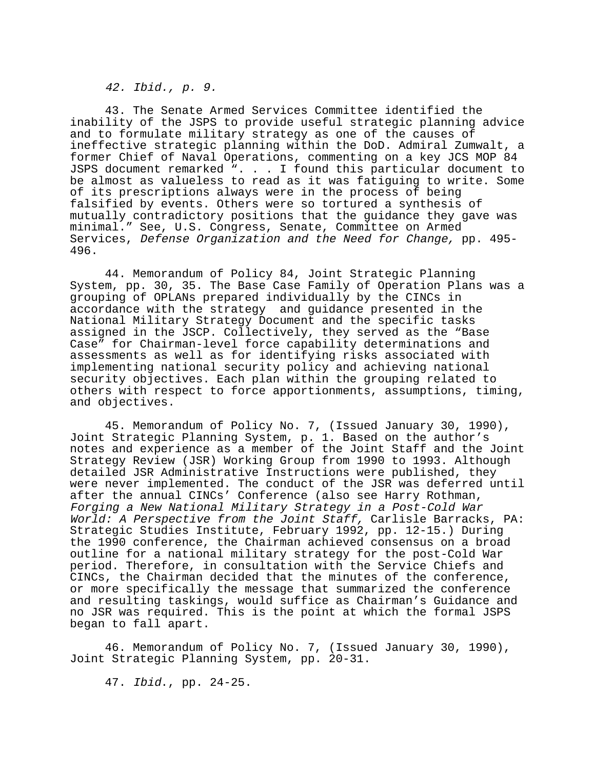*42. Ibid., p. 9.*

43. The Senate Armed Services Committee identified the inability of the JSPS to provide useful strategic planning advice and to formulate military strategy as one of the causes of ineffective strategic planning within the DoD. Admiral Zumwalt, a former Chief of Naval Operations, commenting on a key JCS MOP 84 JSPS document remarked ". . . I found this particular document to be almost as valueless to read as it was fatiguing to write. Some of its prescriptions always were in the process of being falsified by events. Others were so tortured a synthesis of mutually contradictory positions that the guidance they gave was minimal." See, U.S. Congress, Senate, Committee on Armed Services, *Defense Organization and the Need for Change,* pp. 495-496.

44. Memorandum of Policy 84, Joint Strategic Planning System, pp. 30, 35. The Base Case Family of Operation Plans was a grouping of OPLANs prepared individually by the CINCs in accordance with the strategy and guidance presented in the National Military Strategy Document and the specific tasks assigned in the JSCP. Collectively, they served as the "Base Case" for Chairman-level force capability determinations and assessments as well as for identifying risks associated with implementing national security policy and achieving national security objectives. Each plan within the grouping related to others with respect to force apportionments, assumptions, timing, and objectives.

45. Memorandum of Policy No. 7, (Issued January 30, 1990), Joint Strategic Planning System, p. 1. Based on the author's notes and experience as a member of the Joint Staff and the Joint Strategy Review (JSR) Working Group from 1990 to 1993. Although detailed JSR Administrative Instructions were published, they were never implemented. The conduct of the JSR was deferred until after the annual CINCs' Conference (also see Harry Rothman, *Forging a New National Military Strategy in a Post-Cold War World: A Perspective from the Joint Staff,* Carlisle Barracks, PA: Strategic Studies Institute, February 1992, pp. 12-15.) During the 1990 conference, the Chairman achieved consensus on a broad outline for a national military strategy for the post-Cold War period. Therefore, in consultation with the Service Chiefs and CINCs, the Chairman decided that the minutes of the conference, or more specifically the message that summarized the conference and resulting taskings, would suffice as Chairman's Guidance and no JSR was required. This is the point at which the formal JSPS began to fall apart.

46. Memorandum of Policy No. 7, (Issued January 30, 1990), Joint Strategic Planning System, pp. 20-31.

47. *Ibid*., pp. 24-25.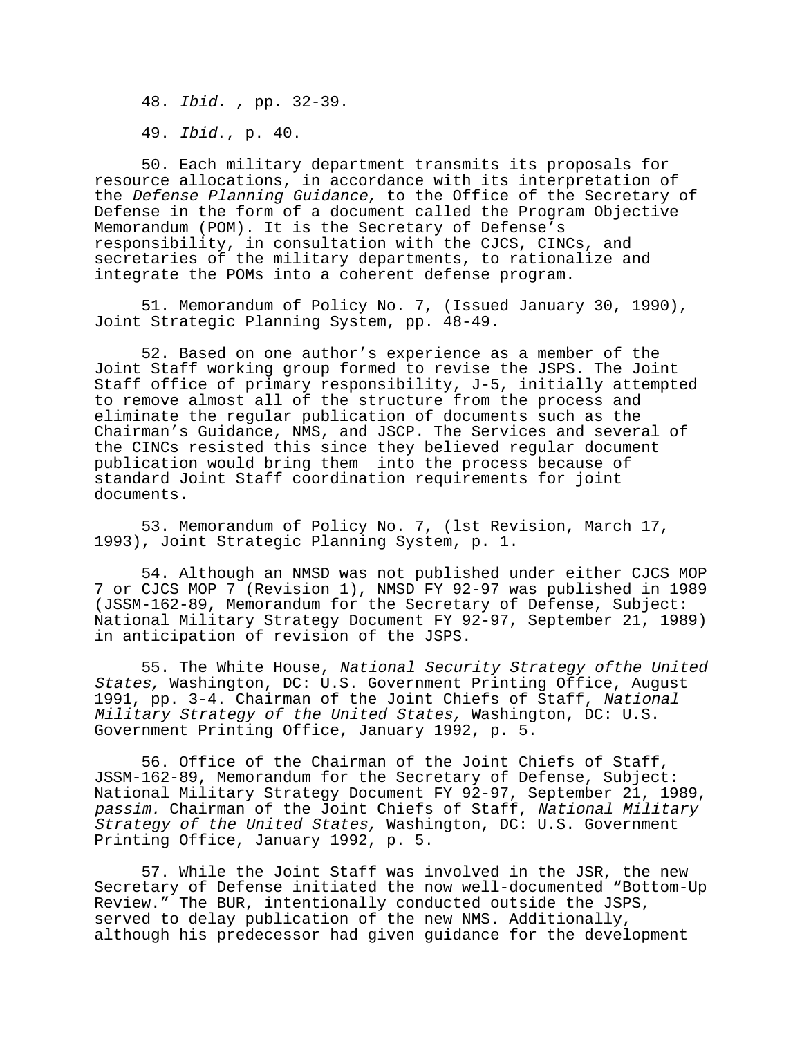48. *Ibid.* , pp. 32-39.

49. *Ibid*., p. 40.

50. Each military department transmits its proposals for resource allocations, in accordance with its interpretation of the *Defense Planning Guidance,* to the Office of the Secretary of Defense in the form of a document called the Program Objective Memorandum (POM). It is the Secretary of Defense's responsibility, in consultation with the CJCS, CINCs, and secretaries of the military departments, to rationalize and integrate the POMs into a coherent defense program.

51. Memorandum of Policy No. 7, (Issued January 30, 1990), Joint Strategic Planning System, pp. 48-49.

52. Based on one author's experience as a member of the Joint Staff working group formed to revise the JSPS. The Joint Staff office of primary responsibility, J-5, initially attempted to remove almost all of the structure from the process and eliminate the regular publication of documents such as the Chairman's Guidance, NMS, and JSCP. The Services and several of the CINCs resisted this since they believed regular document publication would bring them into the process because of standard Joint Staff coordination requirements for joint documents.

53. Memorandum of Policy No. 7, (lst Revision, March 17, 1993), Joint Strategic Planning System, p. 1.

54. Although an NMSD was not published under either CJCS MOP 7 or CJCS MOP 7 (Revision 1), NMSD FY 92-97 was published in 1989 (JSSM-162-89, Memorandum for the Secretary of Defense, Subject: National Military Strategy Document FY 92-97, September 21, 1989) in anticipation of revision of the JSPS.

55. The White House, *National Security Strategy ofthe United States,* Washington, DC: U.S. Government Printing Office, August 1991, pp. 3-4. Chairman of the Joint Chiefs of Staff, *National Military Strategy of the United States,* Washington, DC: U.S. Government Printing Office, January 1992, p. 5.

56. Office of the Chairman of the Joint Chiefs of Staff, JSSM-162-89, Memorandum for the Secretary of Defense, Subject: National Military Strategy Document FY 92-97, September 21, 1989, *passim.* Chairman of the Joint Chiefs of Staff, *National Military Strategy of the United States,* Washington, DC: U.S. Government Printing Office, January 1992, p. 5.

57. While the Joint Staff was involved in the JSR, the new Secretary of Defense initiated the now well-documented "Bottom-Up Review." The BUR, intentionally conducted outside the JSPS, served to delay publication of the new NMS. Additionally, although his predecessor had given guidance for the development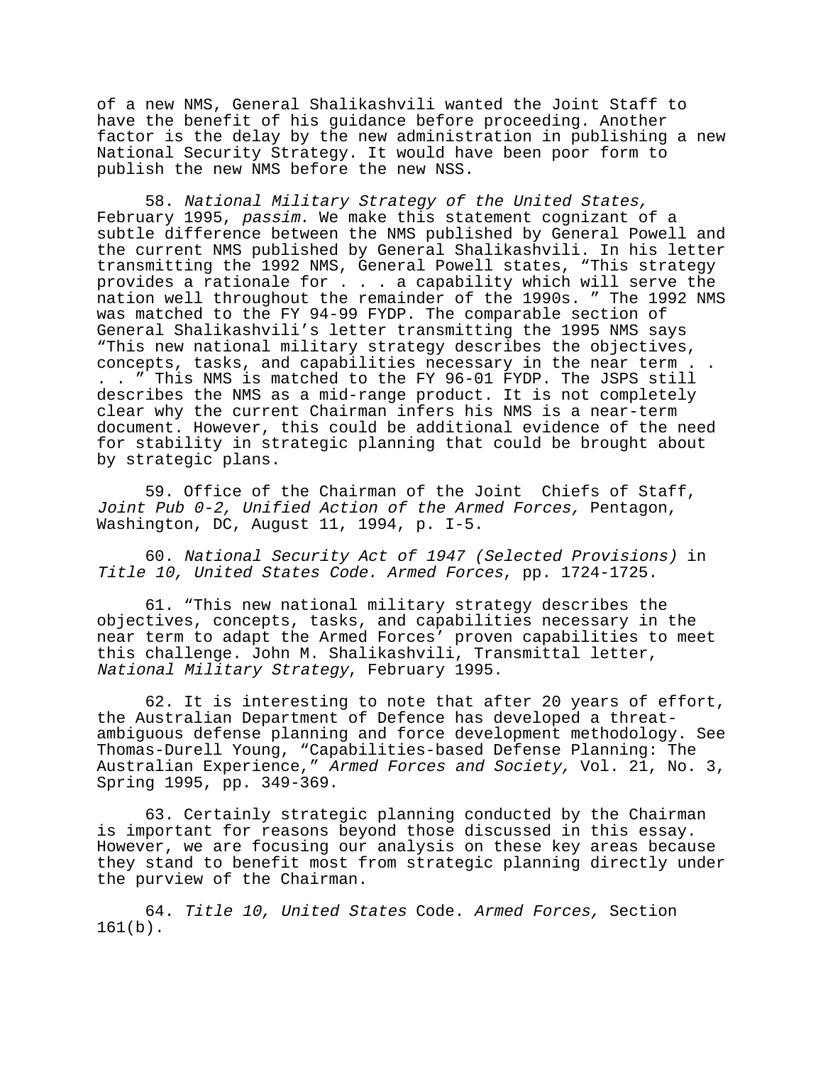of a new NMS, General Shalikashvili wanted the Joint Staff to have the benefit of his guidance before proceeding. Another factor is the delay by the new administration in publishing a new National Security Strategy. It would have been poor form to publish the new NMS before the new NSS.

58. *National Military Strategy of the United States,* February 1995, *passim*. We make this statement cognizant of a subtle difference between the NMS published by General Powell and the current NMS published by General Shalikashvili. In his letter transmitting the 1992 NMS, General Powell states, “This strategy provides a rationale for . . . a capability which will serve the nation well throughout the remainder of the 1990s. ” The 1992 NMS was matched to the FY 94-99 FYDP. The comparable section of General Shalikashvili’s letter transmitting the 1995 NMS says “This new national military strategy describes the objectives, concepts, tasks, and capabilities necessary in the near term . . . . ” This NMS is matched to the FY 96-01 FYDP. The JSPS still describes the NMS as a mid-range product. It is not completely clear why the current Chairman infers his NMS is a near-term document. However, this could be additional evidence of the need for stability in strategic planning that could be brought about by strategic plans.

59. Office of the Chairman of the Joint Chiefs of Staff, *Joint Pub 0-2, Unified Action of the Armed Forces,* Pentagon, Washington, DC, August 11, 1994, p. I-5.

60. *National Security Act of 1947 (Selected Provisions)* in *Title 10, United States Code. Armed Forces*, pp. 1724-1725.

61. “This new national military strategy describes the objectives, concepts, tasks, and capabilities necessary in the near term to adapt the Armed Forces’ proven capabilities to meet this challenge. John M. Shalikashvili, Transmittal letter, *National Military Strategy*, February 1995.

62. It is interesting to note that after 20 years of effort, the Australian Department of Defence has developed a threat-ambiguous defense planning and force development methodology. See Thomas-Durell Young, “Capabilities-based Defense Planning: The Australian Experience,” *Armed Forces and Society,* Vol. 21, No. 3, Spring 1995, pp. 349-369.

63. Certainly strategic planning conducted by the Chairman is important for reasons beyond those discussed in this essay. However, we are focusing our analysis on these key areas because they stand to benefit most from strategic planning directly under the purview of the Chairman.

64. *Title 10, United States* Code. *Armed Forces,* Section 161(b).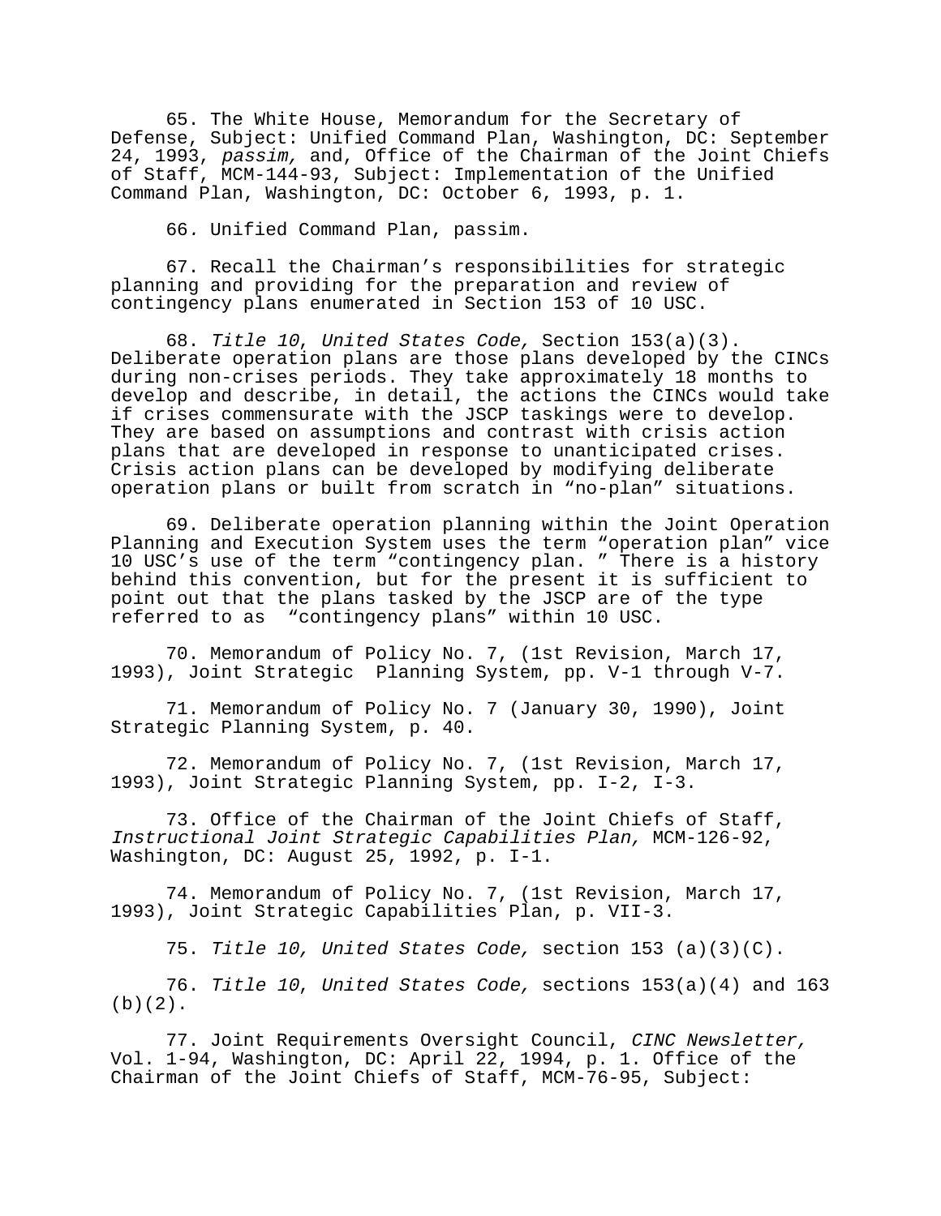65. The White House, Memorandum for the Secretary of Defense, Subject: Unified Command Plan, Washington, DC: September 24, 1993, *passim,* and, Office of the Chairman of the Joint Chiefs of Staff, MCM-144-93, Subject: Implementation of the Unified Command Plan, Washington, DC: October 6, 1993, p. 1.

66. Unified Command Plan, passim.

67. Recall the Chairman's responsibilities for strategic planning and providing for the preparation and review of contingency plans enumerated in Section 153 of 10 USC.

68. *Title 10, United States Code,* Section 153(a)(3). Deliberate operation plans are those plans developed by the CINCs during non-crises periods. They take approximately 18 months to develop and describe, in detail, the actions the CINCs would take if crises commensurate with the JSCP taskings were to develop. They are based on assumptions and contrast with crisis action plans that are developed in response to unanticipated crises. Crisis action plans can be developed by modifying deliberate operation plans or built from scratch in "no-plan" situations.

69. Deliberate operation planning within the Joint Operation Planning and Execution System uses the term "operation plan" vice 10 USC's use of the term "contingency plan. " There is a history behind this convention, but for the present it is sufficient to point out that the plans tasked by the JSCP are of the type referred to as "contingency plans" within 10 USC.

70. Memorandum of Policy No. 7, (1st Revision, March 17, 1993), Joint Strategic Planning System, pp. V-1 through V-7.

71. Memorandum of Policy No. 7 (January 30, 1990), Joint Strategic Planning System, p. 40.

72. Memorandum of Policy No. 7, (1st Revision, March 17, 1993), Joint Strategic Planning System, pp. I-2, I-3.

73. Office of the Chairman of the Joint Chiefs of Staff, *Instructional Joint Strategic Capabilities Plan,* MCM-126-92, Washington, DC: August 25, 1992, p. I-1.

74. Memorandum of Policy No. 7, (1st Revision, March 17, 1993), Joint Strategic Capabilities Plan, p. VII-3.

75. *Title 10, United States Code,* section 153 (a)(3)(C).

76. *Title 10, United States Code,* sections 153(a)(4) and 163 (b)(2).

77. Joint Requirements Oversight Council, *CINC Newsletter,* Vol. 1-94, Washington, DC: April 22, 1994, p. 1. Office of the Chairman of the Joint Chiefs of Staff, MCM-76-95, Subject: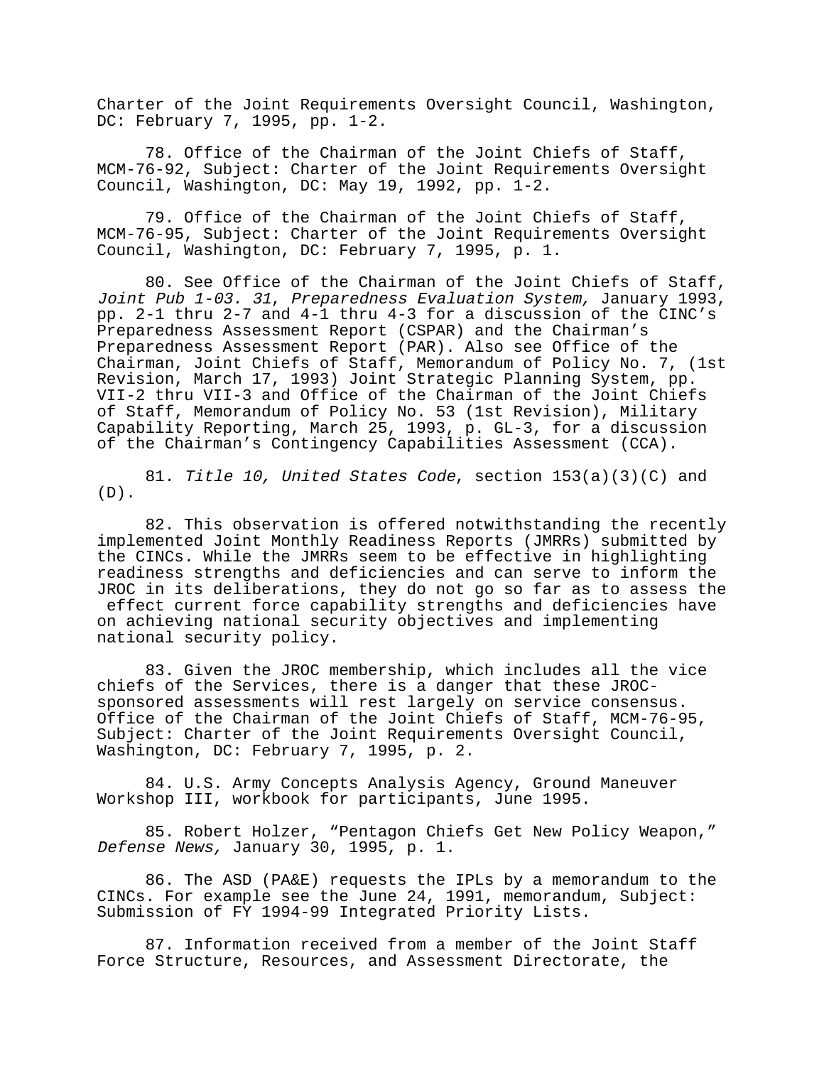Charter of the Joint Requirements Oversight Council, Washington, DC: February 7, 1995, pp. 1-2.

78. Office of the Chairman of the Joint Chiefs of Staff, MCM-76-92, Subject: Charter of the Joint Requirements Oversight Council, Washington, DC: May 19, 1992, pp. 1-2.

79. Office of the Chairman of the Joint Chiefs of Staff, MCM-76-95, Subject: Charter of the Joint Requirements Oversight Council, Washington, DC: February 7, 1995, p. 1.

80. See Office of the Chairman of the Joint Chiefs of Staff, *Joint Pub 1-03. 31*, *Preparedness Evaluation System,* January 1993, pp. 2-1 thru 2-7 and 4-1 thru 4-3 for a discussion of the CINC's Preparedness Assessment Report (CSPAR) and the Chairman's Preparedness Assessment Report (PAR). Also see Office of the Chairman, Joint Chiefs of Staff, Memorandum of Policy No. 7, (1st Revision, March 17, 1993) Joint Strategic Planning System, pp. VII-2 thru VII-3 and Office of the Chairman of the Joint Chiefs of Staff, Memorandum of Policy No. 53 (1st Revision), Military Capability Reporting, March 25, 1993, p. GL-3, for a discussion of the Chairman's Contingency Capabilities Assessment (CCA).

81. *Title 10, United States Code*, section 153(a)(3)(C) and (D).

82. This observation is offered notwithstanding the recently implemented Joint Monthly Readiness Reports (JMRRs) submitted by the CINCs. While the JMRRs seem to be effective in highlighting readiness strengths and deficiencies and can serve to inform the JROC in its deliberations, they do not go so far as to assess the effect current force capability strengths and deficiencies have on achieving national security objectives and implementing national security policy.

83. Given the JROC membership, which includes all the vice chiefs of the Services, there is a danger that these JROC-sponsored assessments will rest largely on service consensus. Office of the Chairman of the Joint Chiefs of Staff, MCM-76-95, Subject: Charter of the Joint Requirements Oversight Council, Washington, DC: February 7, 1995, p. 2.

84. U.S. Army Concepts Analysis Agency, Ground Maneuver Workshop III, workbook for participants, June 1995.

85. Robert Holzer, "Pentagon Chiefs Get New Policy Weapon," *Defense News,* January 30, 1995, p. 1.

86. The ASD (PA&E) requests the IPLs by a memorandum to the CINCs. For example see the June 24, 1991, memorandum, Subject: Submission of FY 1994-99 Integrated Priority Lists.

87. Information received from a member of the Joint Staff Force Structure, Resources, and Assessment Directorate, the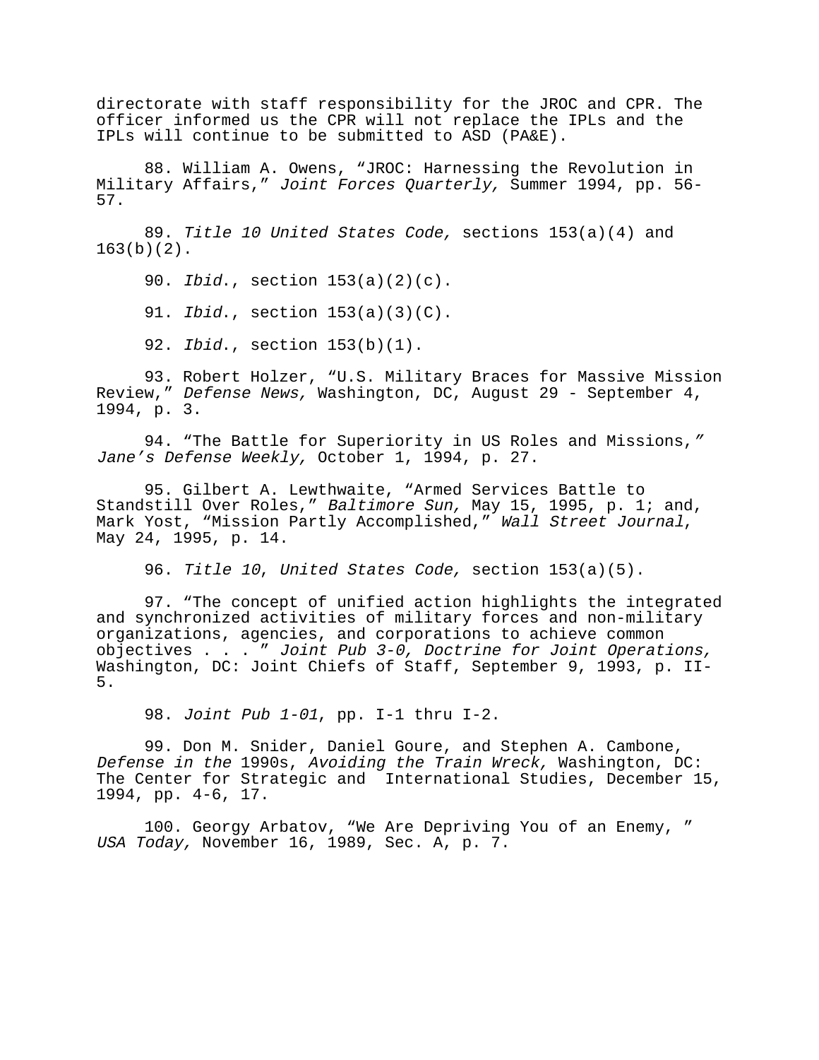directorate with staff responsibility for the JROC and CPR. The officer informed us the CPR will not replace the IPLs and the IPLs will continue to be submitted to ASD (PA&E).

88. William A. Owens, "JROC: Harnessing the Revolution in Military Affairs," *Joint Forces Quarterly,* Summer 1994, pp. 56-57.

89. *Title 10 United States Code,* sections 153(a)(4) and 163(b)(2).

90. *Ibid*., section 153(a)(2)(c).

91. *Ibid*., section 153(a)(3)(C).

92. *Ibid*., section 153(b)(1).

93. Robert Holzer, "U.S. Military Braces for Massive Mission Review," *Defense News,* Washington, DC, August 29 - September 4, 1994, p. 3.

94. "The Battle for Superiority in US Roles and Missions," *Jane's Defense Weekly,* October 1, 1994, p. 27.

95. Gilbert A. Lewthwaite, "Armed Services Battle to Standstill Over Roles," *Baltimore Sun,* May 15, 1995, p. 1; and, Mark Yost, "Mission Partly Accomplished," *Wall Street Journal*, May 24, 1995, p. 14.

96. *Title 10*, *United States Code,* section 153(a)(5).

97. "The concept of unified action highlights the integrated and synchronized activities of military forces and non-military organizations, agencies, and corporations to achieve common objectives . . . " *Joint Pub 3-0, Doctrine for Joint Operations,* Washington, DC: Joint Chiefs of Staff, September 9, 1993, p. II-5.

98. *Joint Pub 1-01*, pp. I-1 thru I-2.

99. Don M. Snider, Daniel Goure, and Stephen A. Cambone, *Defense in the* 1990s, *Avoiding the Train Wreck,* Washington, DC: The Center for Strategic and International Studies, December 15, 1994, pp. 4-6, 17.

100. Georgy Arbatov, "We Are Depriving You of an Enemy, " *USA Today,* November 16, 1989, Sec. A, p. 7.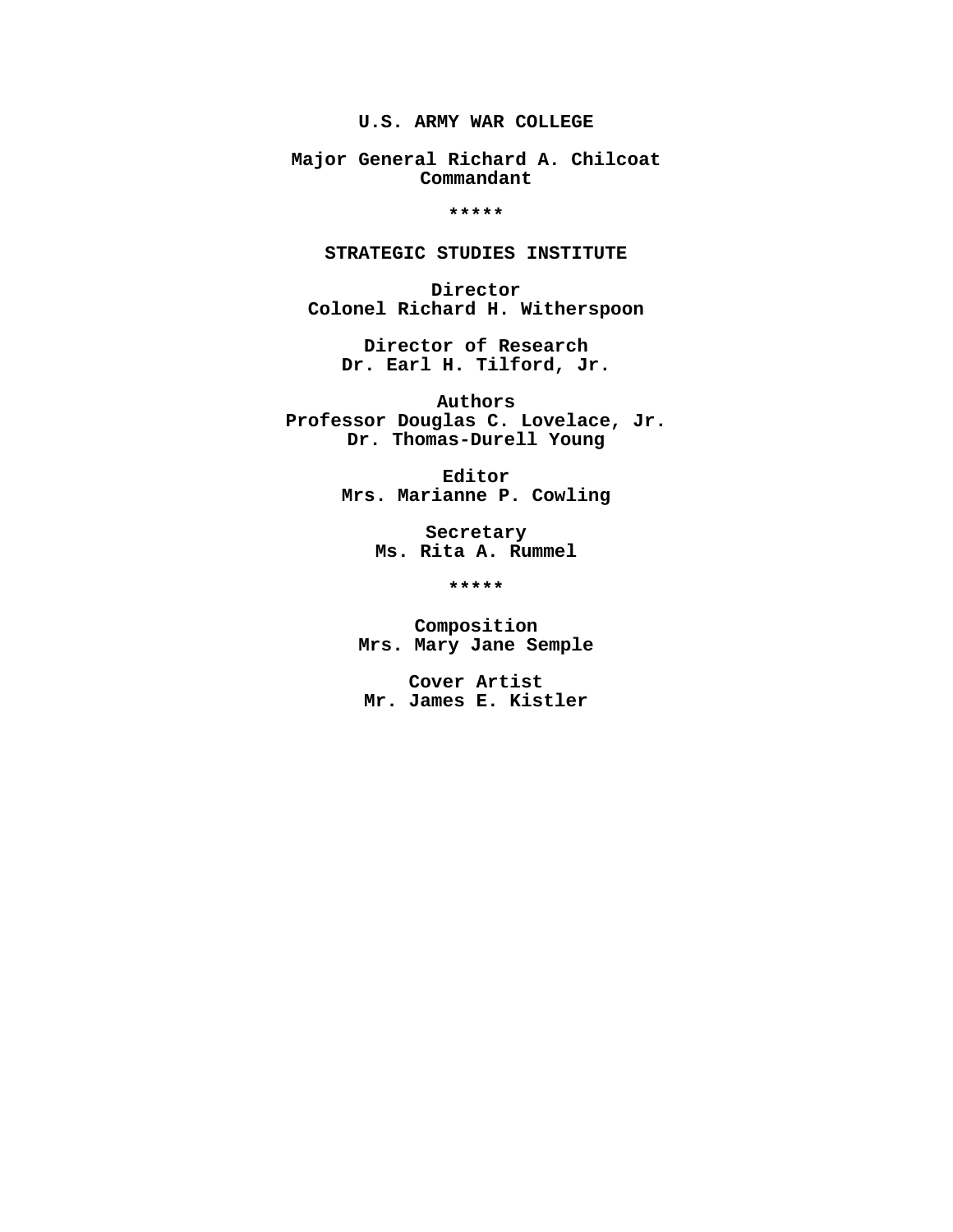**U.S. ARMY WAR COLLEGE**

**Major General Richard A. Chilcoat**
**Commandant**

*****

**STRATEGIC STUDIES INSTITUTE**

**Director**
**Colonel Richard H. Witherspoon**

**Director of Research**
**Dr. Earl H. Tilford, Jr.**

**Authors**
**Professor Douglas C. Lovelace, Jr.**
**Dr. Thomas-Durell Young**

**Editor**
**Mrs. Marianne P. Cowling**

**Secretary**
**Ms. Rita A. Rummel**

*****

**Composition**
**Mrs. Mary Jane Semple**

**Cover Artist**
**Mr. James E. Kistler**